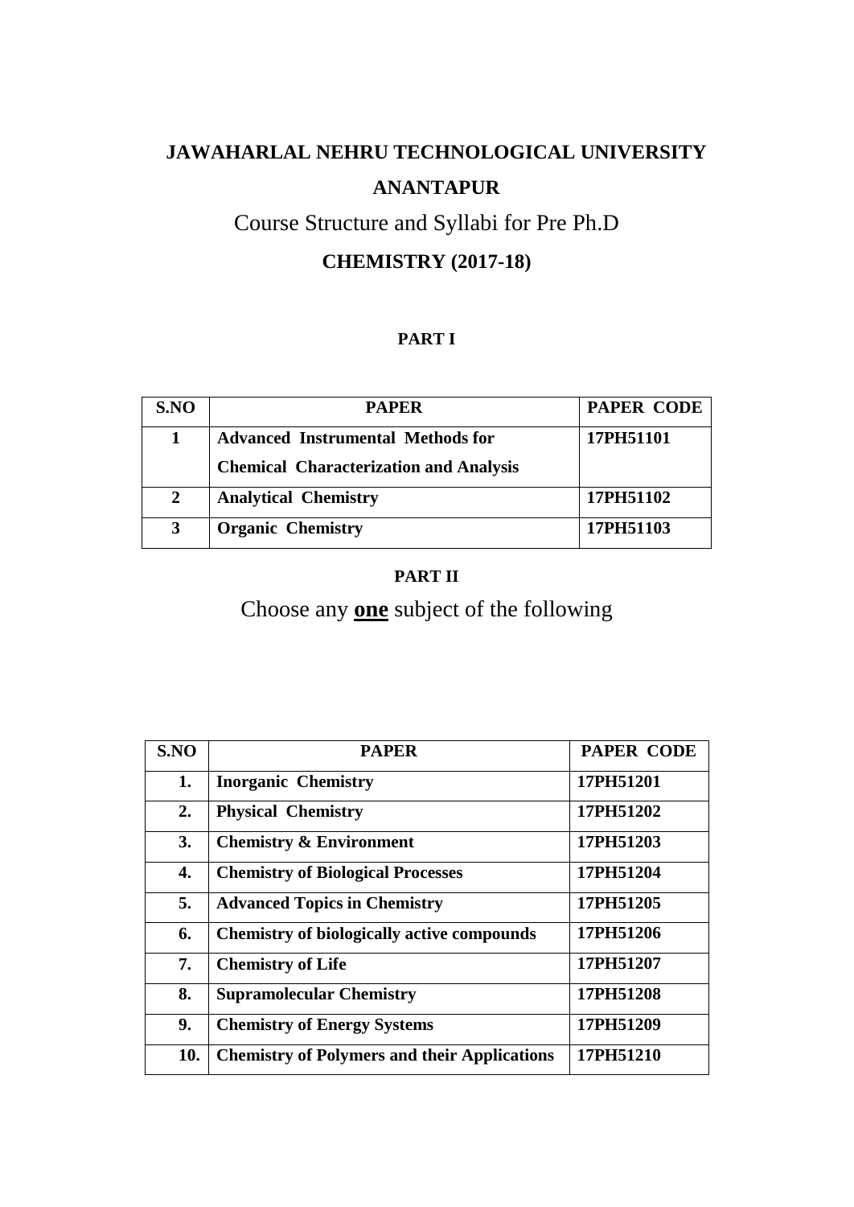# JAWAHARLAL NEHRU TECHNOLOGICAL UNIVERSITY ANANTAPUR

Course Structure and Syllabi for Pre Ph.D

## CHEMISTRY (2017-18)

### PART I

| S.NO | PAPER | PAPER CODE |
|---|---|---|
| 1 | **Advanced Instrumental Methods for Chemical Characterization and Analysis** | **17PH51101** |
| 2 | **Analytical Chemistry** | **17PH51102** |
| 3 | **Organic Chemistry** | **17PH51103** |

### PART II

Choose any **one** subject of the following

| S.NO | PAPER | PAPER CODE |
|---|---|---|
| 1. | **Inorganic Chemistry** | **17PH51201** |
| 2. | **Physical Chemistry** | **17PH51202** |
| 3. | **Chemistry & Environment** | **17PH51203** |
| 4. | **Chemistry of Biological Processes** | **17PH51204** |
| 5. | **Advanced Topics in Chemistry** | **17PH51205** |
| 6. | **Chemistry of biologically active compounds** | **17PH51206** |
| 7. | **Chemistry of Life** | **17PH51207** |
| 8. | **Supramolecular Chemistry** | **17PH51208** |
| 9. | **Chemistry of Energy Systems** | **17PH51209** |
| 10. | **Chemistry of Polymers and their Applications** | **17PH51210** |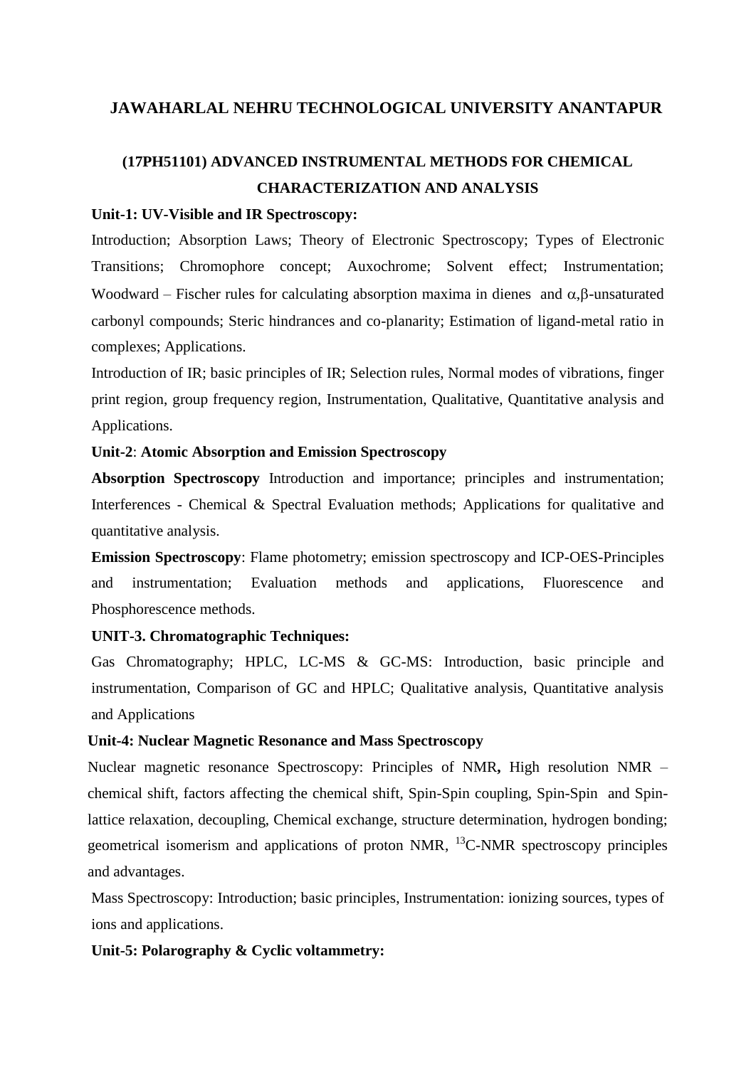## JAWAHARLAL NEHRU TECHNOLOGICAL UNIVERSITY ANANTAPUR

## (17PH51101) ADVANCED INSTRUMENTAL METHODS FOR CHEMICAL CHARACTERIZATION AND ANALYSIS

**Unit-1: UV-Visible and IR Spectroscopy:**

Introduction; Absorption Laws; Theory of Electronic Spectroscopy; Types of Electronic Transitions; Chromophore concept; Auxochrome; Solvent effect; Instrumentation; Woodward – Fischer rules for calculating absorption maxima in dienes and $\alpha,\beta$-unsaturated carbonyl compounds; Steric hindrances and co-planarity; Estimation of ligand-metal ratio in complexes; Applications.

Introduction of IR; basic principles of IR; Selection rules, Normal modes of vibrations, finger print region, group frequency region, Instrumentation, Qualitative, Quantitative analysis and Applications.

**Unit-2**: **Atomic Absorption and Emission Spectroscopy**

**Absorption Spectroscopy** Introduction and importance; principles and instrumentation; Interferences - Chemical & Spectral Evaluation methods; Applications for qualitative and quantitative analysis.

**Emission Spectroscopy**: Flame photometry; emission spectroscopy and ICP-OES-Principles and instrumentation; Evaluation methods and applications, Fluorescence and Phosphorescence methods.

**UNIT-3. Chromatographic Techniques:**

Gas Chromatography; HPLC, LC-MS & GC-MS: Introduction, basic principle and instrumentation, Comparison of GC and HPLC; Qualitative analysis, Quantitative analysis and Applications

**Unit-4: Nuclear Magnetic Resonance and Mass Spectroscopy**

Nuclear magnetic resonance Spectroscopy: Principles of NMR**,** High resolution NMR – chemical shift, factors affecting the chemical shift, Spin-Spin coupling, Spin-Spin and Spin-lattice relaxation, decoupling, Chemical exchange, structure determination, hydrogen bonding; geometrical isomerism and applications of proton NMR, $^{13}$C-NMR spectroscopy principles and advantages.

Mass Spectroscopy: Introduction; basic principles, Instrumentation: ionizing sources, types of ions and applications.

**Unit-5: Polarography & Cyclic voltammetry:**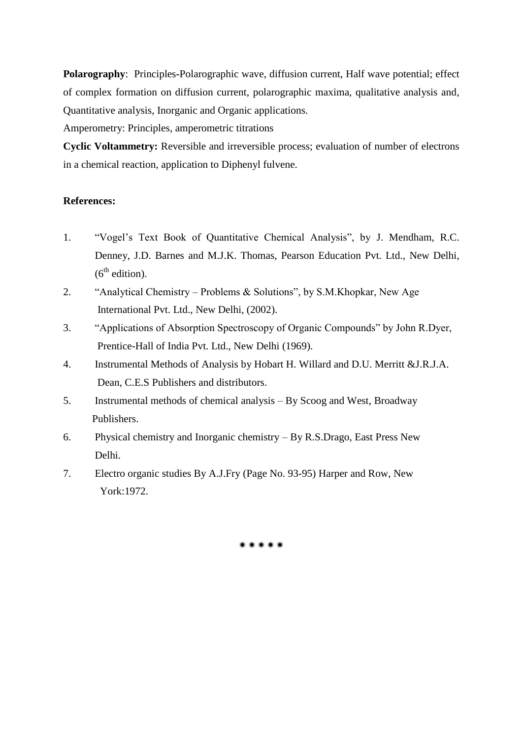**Polarography**: Principles-Polarographic wave, diffusion current, Half wave potential; effect of complex formation on diffusion current, polarographic maxima, qualitative analysis and, Quantitative analysis, Inorganic and Organic applications.

Amperometry: Principles, amperometric titrations

**Cyclic Voltammetry:** Reversible and irreversible process; evaluation of number of electrons in a chemical reaction, application to Diphenyl fulvene.

**References:**

1. "Vogel's Text Book of Quantitative Chemical Analysis", by J. Mendham, R.C. Denney, J.D. Barnes and M.J.K. Thomas, Pearson Education Pvt. Ltd., New Delhi, ($6^{th}$ edition).
2. "Analytical Chemistry – Problems & Solutions", by S.M.Khopkar, New Age International Pvt. Ltd., New Delhi, (2002).
3. "Applications of Absorption Spectroscopy of Organic Compounds" by John R.Dyer, Prentice-Hall of India Pvt. Ltd., New Delhi (1969).
4. Instrumental Methods of Analysis by Hobart H. Willard and D.U. Merritt &J.R.J.A. Dean, C.E.S Publishers and distributors.
5. Instrumental methods of chemical analysis – By Scoog and West, Broadway Publishers.
6. Physical chemistry and Inorganic chemistry – By R.S.Drago, East Press New Delhi.
7. Electro organic studies By A.J.Fry (Page No. 93-95) Harper and Row, New York:1972.

✷✷✷✷✷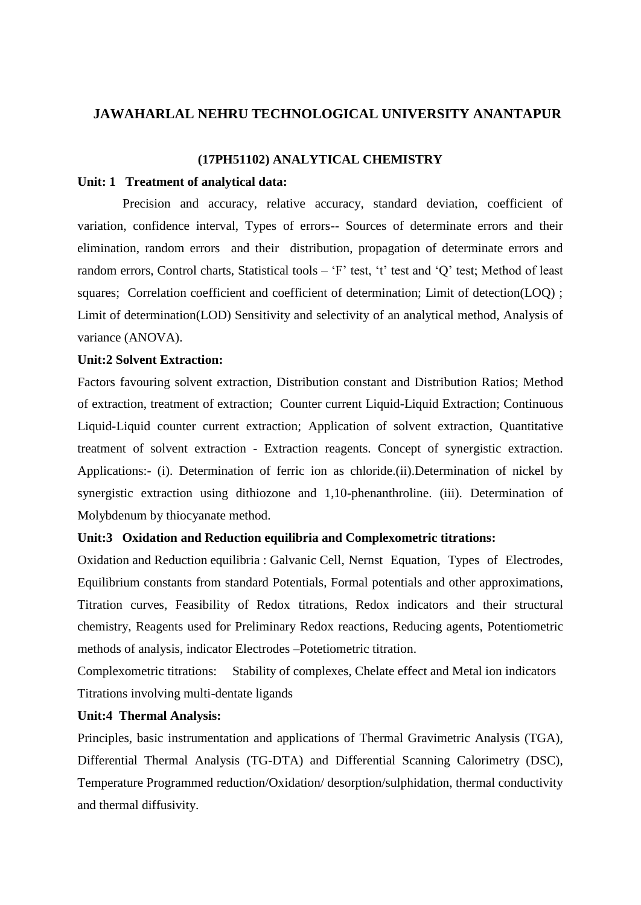# JAWAHARLAL NEHRU TECHNOLOGICAL UNIVERSITY ANANTAPUR

## (17PH51102) ANALYTICAL CHEMISTRY

**Unit: 1 Treatment of analytical data:**

Precision and accuracy, relative accuracy, standard deviation, coefficient of variation, confidence interval, Types of errors-- Sources of determinate errors and their elimination, random errors and their distribution, propagation of determinate errors and random errors, Control charts, Statistical tools – 'F' test, 't' test and 'Q' test; Method of least squares; Correlation coefficient and coefficient of determination; Limit of detection(LOQ) ; Limit of determination(LOD) Sensitivity and selectivity of an analytical method, Analysis of variance (ANOVA).

**Unit:2 Solvent Extraction:**

Factors favouring solvent extraction, Distribution constant and Distribution Ratios; Method of extraction, treatment of extraction; Counter current Liquid-Liquid Extraction; Continuous Liquid-Liquid counter current extraction; Application of solvent extraction, Quantitative treatment of solvent extraction - Extraction reagents. Concept of synergistic extraction. Applications:- (i). Determination of ferric ion as chloride.(ii).Determination of nickel by synergistic extraction using dithiozone and 1,10-phenanthroline. (iii). Determination of Molybdenum by thiocyanate method.

**Unit:3 Oxidation and Reduction equilibria and Complexometric titrations:**

Oxidation and Reduction equilibria : Galvanic Cell, Nernst Equation, Types of Electrodes, Equilibrium constants from standard Potentials, Formal potentials and other approximations, Titration curves, Feasibility of Redox titrations, Redox indicators and their structural chemistry, Reagents used for Preliminary Redox reactions, Reducing agents, Potentiometric methods of analysis, indicator Electrodes –Potetiometric titration.

Complexometric titrations: Stability of complexes, Chelate effect and Metal ion indicators Titrations involving multi-dentate ligands

**Unit:4 Thermal Analysis:**

Principles, basic instrumentation and applications of Thermal Gravimetric Analysis (TGA), Differential Thermal Analysis (TG-DTA) and Differential Scanning Calorimetry (DSC), Temperature Programmed reduction/Oxidation/ desorption/sulphidation, thermal conductivity and thermal diffusivity.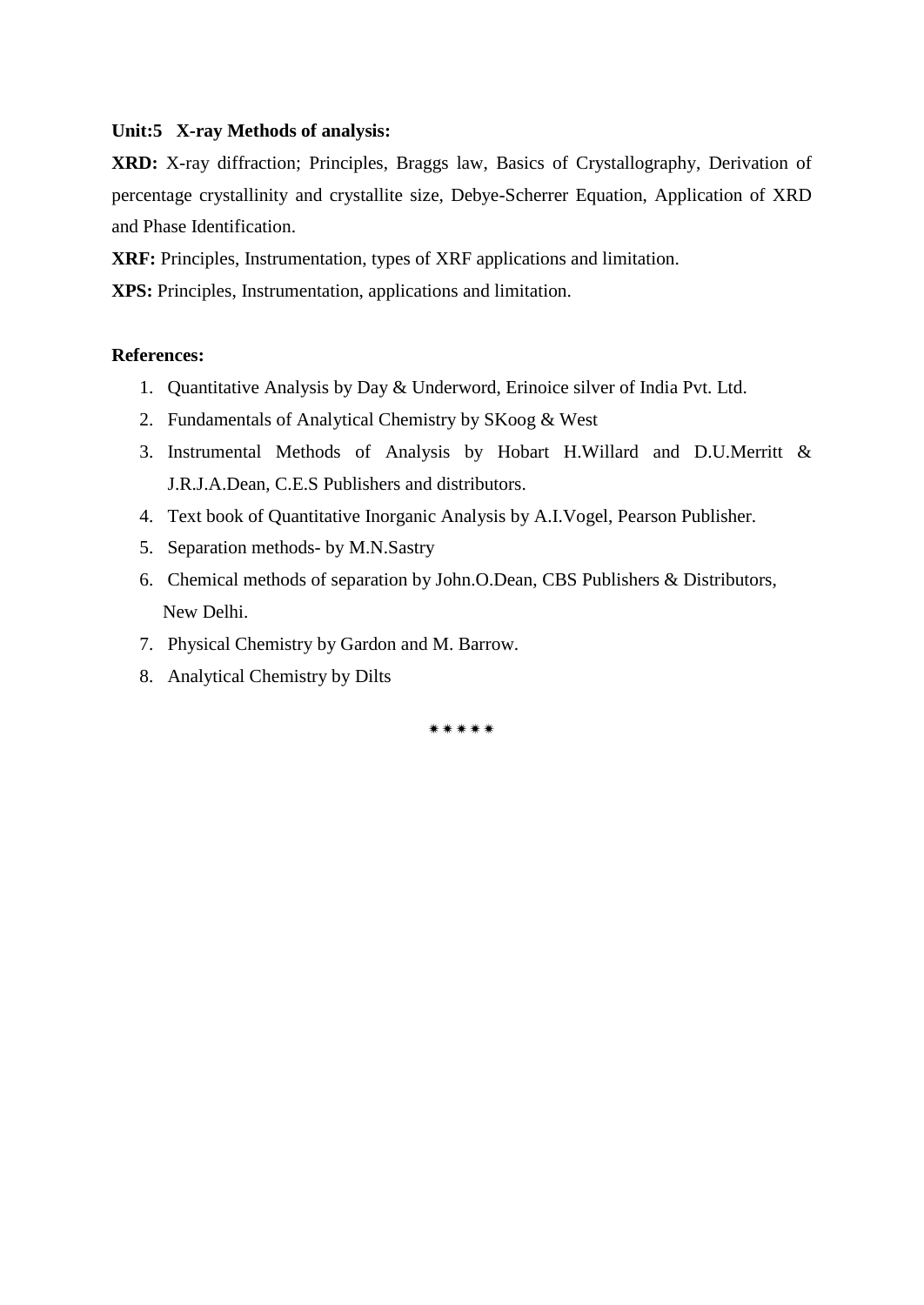**Unit:5 X-ray Methods of analysis:**

**XRD:** X-ray diffraction; Principles, Braggs law, Basics of Crystallography, Derivation of percentage crystallinity and crystallite size, Debye-Scherrer Equation, Application of XRD and Phase Identification.

**XRF:** Principles, Instrumentation, types of XRF applications and limitation.

**XPS:** Principles, Instrumentation, applications and limitation.

**References:**

1. Quantitative Analysis by Day & Underword, Erinoice silver of India Pvt. Ltd.
2. Fundamentals of Analytical Chemistry by SKoog & West
3. Instrumental Methods of Analysis by Hobart H.Willard and D.U.Merritt & J.R.J.A.Dean, C.E.S Publishers and distributors.
4. Text book of Quantitative Inorganic Analysis by A.I.Vogel, Pearson Publisher.
5. Separation methods- by M.N.Sastry
6. Chemical methods of separation by John.O.Dean, CBS Publishers & Distributors, New Delhi.
7. Physical Chemistry by Gardon and M. Barrow.
8. Analytical Chemistry by Dilts

✷✷✷✷✷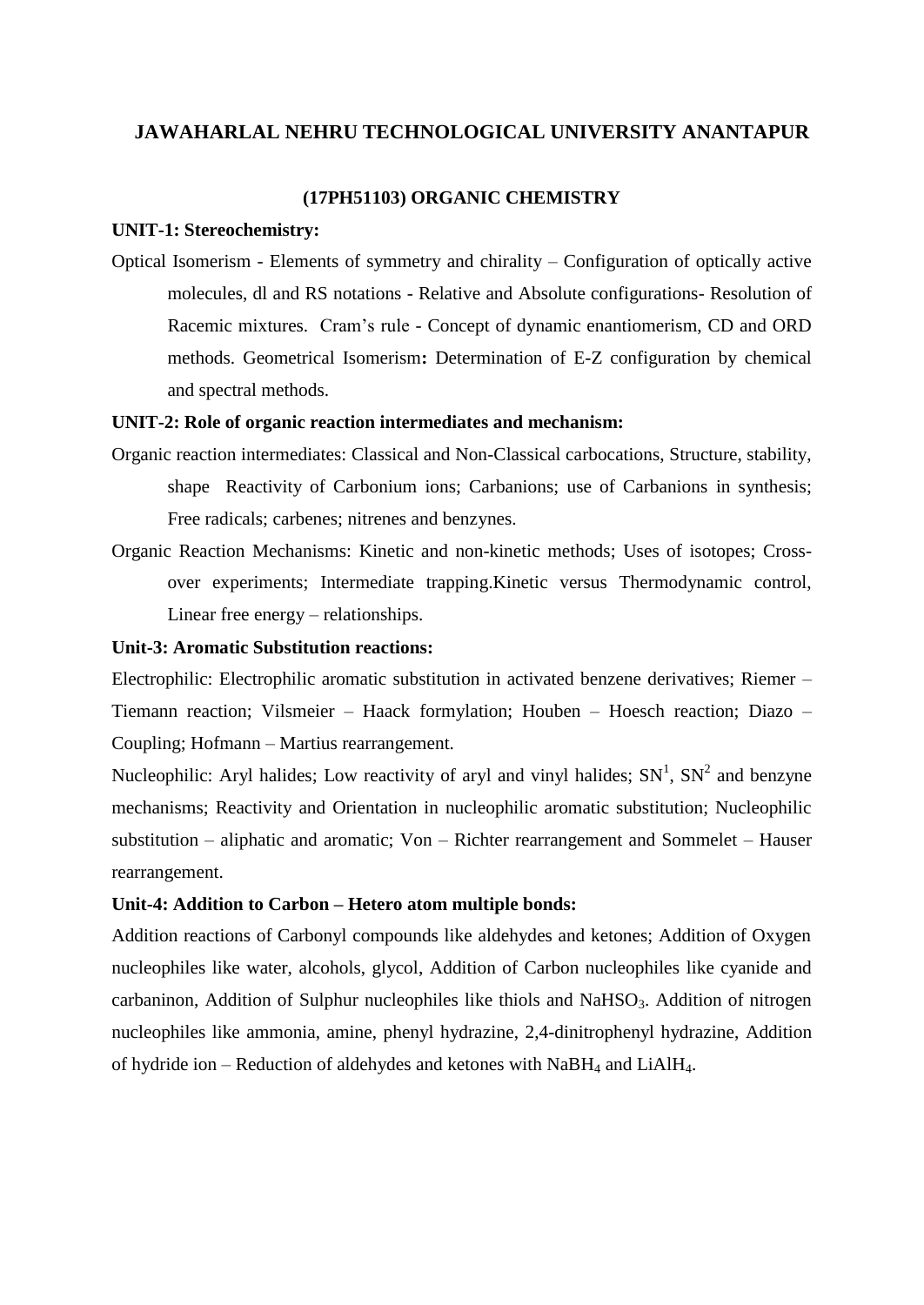# JAWAHARLAL NEHRU TECHNOLOGICAL UNIVERSITY ANANTAPUR

## (17PH51103) ORGANIC CHEMISTRY

**UNIT-1: Stereochemistry:**

Optical Isomerism - Elements of symmetry and chirality – Configuration of optically active molecules, dl and RS notations - Relative and Absolute configurations- Resolution of Racemic mixtures. Cram's rule - Concept of dynamic enantiomerism, CD and ORD methods. Geometrical Isomerism**:** Determination of E-Z configuration by chemical and spectral methods.

**UNIT-2: Role of organic reaction intermediates and mechanism:**

Organic reaction intermediates: Classical and Non-Classical carbocations, Structure, stability, shape Reactivity of Carbonium ions; Carbanions; use of Carbanions in synthesis; Free radicals; carbenes; nitrenes and benzynes.

Organic Reaction Mechanisms: Kinetic and non-kinetic methods; Uses of isotopes; Cross-over experiments; Intermediate trapping.Kinetic versus Thermodynamic control, Linear free energy – relationships.

**Unit-3: Aromatic Substitution reactions:**

Electrophilic: Electrophilic aromatic substitution in activated benzene derivatives; Riemer – Tiemann reaction; Vilsmeier – Haack formylation; Houben – Hoesch reaction; Diazo – Coupling; Hofmann – Martius rearrangement.

Nucleophilic: Aryl halides; Low reactivity of aryl and vinyl halides; $SN^1$, $SN^2$ and benzyne mechanisms; Reactivity and Orientation in nucleophilic aromatic substitution; Nucleophilic substitution – aliphatic and aromatic; Von – Richter rearrangement and Sommelet – Hauser rearrangement.

**Unit-4: Addition to Carbon – Hetero atom multiple bonds:**

Addition reactions of Carbonyl compounds like aldehydes and ketones; Addition of Oxygen nucleophiles like water, alcohols, glycol, Addition of Carbon nucleophiles like cyanide and carbaninon, Addition of Sulphur nucleophiles like thiols and $NaHSO_3$. Addition of nitrogen nucleophiles like ammonia, amine, phenyl hydrazine, 2,4-dinitrophenyl hydrazine, Addition of hydride ion – Reduction of aldehydes and ketones with $NaBH_4$ and $LiAlH_4$.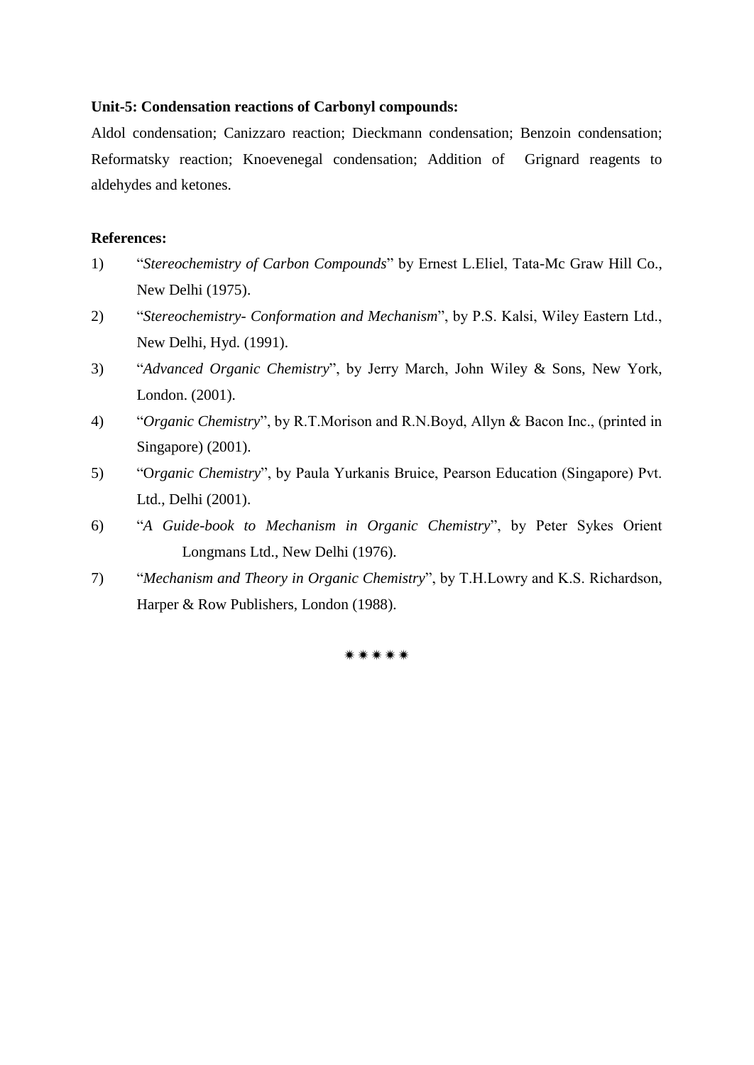**Unit-5: Condensation reactions of Carbonyl compounds:**

Aldol condensation; Canizzaro reaction; Dieckmann condensation; Benzoin condensation; Reformatsky reaction; Knoevenegal condensation; Addition of Grignard reagents to aldehydes and ketones.

**References:**

1) "*Stereochemistry of Carbon Compounds*" by Ernest L.Eliel, Tata-Mc Graw Hill Co., New Delhi (1975).
2) "*Stereochemistry- Conformation and Mechanism*", by P.S. Kalsi, Wiley Eastern Ltd., New Delhi, Hyd. (1991).
3) "*Advanced Organic Chemistry*", by Jerry March, John Wiley & Sons, New York, London. (2001).
4) "*Organic Chemistry*", by R.T.Morison and R.N.Boyd, Allyn & Bacon Inc., (printed in Singapore) (2001).
5) "O*rganic Chemistry*", by Paula Yurkanis Bruice, Pearson Education (Singapore) Pvt. Ltd., Delhi (2001).
6) "*A Guide-book to Mechanism in Organic Chemistry*", by Peter Sykes Orient Longmans Ltd., New Delhi (1976).
7) "*Mechanism and Theory in Organic Chemistry*", by T.H.Lowry and K.S. Richardson, Harper & Row Publishers, London (1988).

✷✷✷✷✷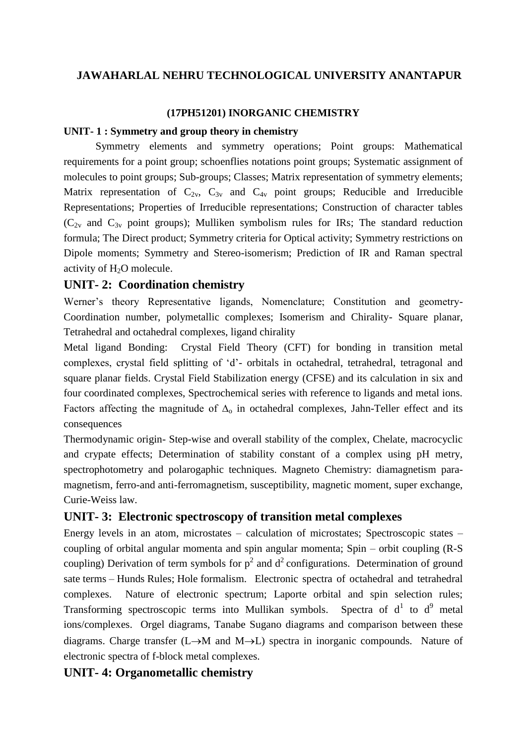# JAWAHARLAL NEHRU TECHNOLOGICAL UNIVERSITY ANANTAPUR

### (17PH51201) INORGANIC CHEMISTRY

**UNIT- 1 : Symmetry and group theory in chemistry**

Symmetry elements and symmetry operations; Point groups: Mathematical requirements for a point group; schoenflies notations point groups; Systematic assignment of molecules to point groups; Sub-groups; Classes; Matrix representation of symmetry elements; Matrix representation of $C_{2v}$, $C_{3v}$ and $C_{4v}$ point groups; Reducible and Irreducible Representations; Properties of Irreducible representations; Construction of character tables ($C_{2v}$ and $C_{3v}$ point groups); Mulliken symbolism rules for IRs; The standard reduction formula; The Direct product; Symmetry criteria for Optical activity; Symmetry restrictions on Dipole moments; Symmetry and Stereo-isomerism; Prediction of IR and Raman spectral activity of $H_2O$ molecule.

## UNIT- 2: Coordination chemistry

Werner's theory Representative ligands, Nomenclature; Constitution and geometry- Coordination number, polymetallic complexes; Isomerism and Chirality- Square planar, Tetrahedral and octahedral complexes, ligand chirality

Metal ligand Bonding: Crystal Field Theory (CFT) for bonding in transition metal complexes, crystal field splitting of 'd'- orbitals in octahedral, tetrahedral, tetragonal and square planar fields. Crystal Field Stabilization energy (CFSE) and its calculation in six and four coordinated complexes, Spectrochemical series with reference to ligands and metal ions. Factors affecting the magnitude of $\Delta_o$ in octahedral complexes, Jahn-Teller effect and its consequences

Thermodynamic origin- Step-wise and overall stability of the complex, Chelate, macrocyclic and crypate effects; Determination of stability constant of a complex using pH metry, spectrophotometry and polarogaphic techniques. Magneto Chemistry: diamagnetism para-magnetism, ferro-and anti-ferromagnetism, susceptibility, magnetic moment, super exchange, Curie-Weiss law.

## UNIT- 3: Electronic spectroscopy of transition metal complexes

Energy levels in an atom, microstates – calculation of microstates; Spectroscopic states – coupling of orbital angular momenta and spin angular momenta; Spin – orbit coupling (R-S coupling) Derivation of term symbols for $p^2$ and $d^2$ configurations. Determination of ground sate terms – Hunds Rules; Hole formalism. Electronic spectra of octahedral and tetrahedral complexes. Nature of electronic spectrum; Laporte orbital and spin selection rules; Transforming spectroscopic terms into Mullikan symbols. Spectra of $d^1$ to $d^9$ metal ions/complexes. Orgel diagrams, Tanabe Sugano diagrams and comparison between these diagrams. Charge transfer (L$\rightarrow$M and M$\rightarrow$L) spectra in inorganic compounds. Nature of electronic spectra of f-block metal complexes.

## UNIT- 4: Organometallic chemistry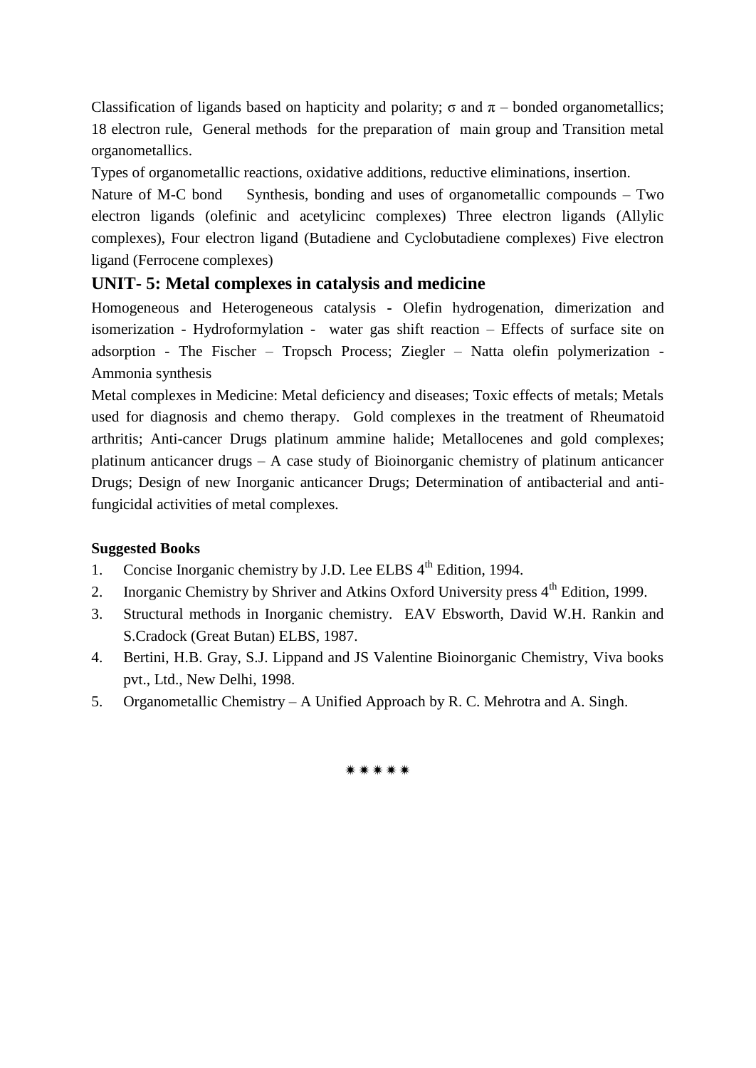Classification of ligands based on hapticity and polarity; σ and π – bonded organometallics; 18 electron rule, General methods for the preparation of main group and Transition metal organometallics.

Types of organometallic reactions, oxidative additions, reductive eliminations, insertion.

Nature of M-C bond Synthesis, bonding and uses of organometallic compounds – Two electron ligands (olefinic and acetylicinc complexes) Three electron ligands (Allylic complexes), Four electron ligand (Butadiene and Cyclobutadiene complexes) Five electron ligand (Ferrocene complexes)

## UNIT- 5: Metal complexes in catalysis and medicine

Homogeneous and Heterogeneous catalysis - Olefin hydrogenation, dimerization and isomerization - Hydroformylation - water gas shift reaction – Effects of surface site on adsorption - The Fischer – Tropsch Process; Ziegler – Natta olefin polymerization - Ammonia synthesis

Metal complexes in Medicine: Metal deficiency and diseases; Toxic effects of metals; Metals used for diagnosis and chemo therapy. Gold complexes in the treatment of Rheumatoid arthritis; Anti-cancer Drugs platinum ammine halide; Metallocenes and gold complexes; platinum anticancer drugs – A case study of Bioinorganic chemistry of platinum anticancer Drugs; Design of new Inorganic anticancer Drugs; Determination of antibacterial and anti-fungicidal activities of metal complexes.

**Suggested Books**

1. Concise Inorganic chemistry by J.D. Lee ELBS 4th Edition, 1994.
2. Inorganic Chemistry by Shriver and Atkins Oxford University press 4th Edition, 1999.
3. Structural methods in Inorganic chemistry. EAV Ebsworth, David W.H. Rankin and S.Cradock (Great Butan) ELBS, 1987.
4. Bertini, H.B. Gray, S.J. Lippand and JS Valentine Bioinorganic Chemistry, Viva books pvt., Ltd., New Delhi, 1998.
5. Organometallic Chemistry – A Unified Approach by R. C. Mehrotra and A. Singh.

✷✷✷✷✷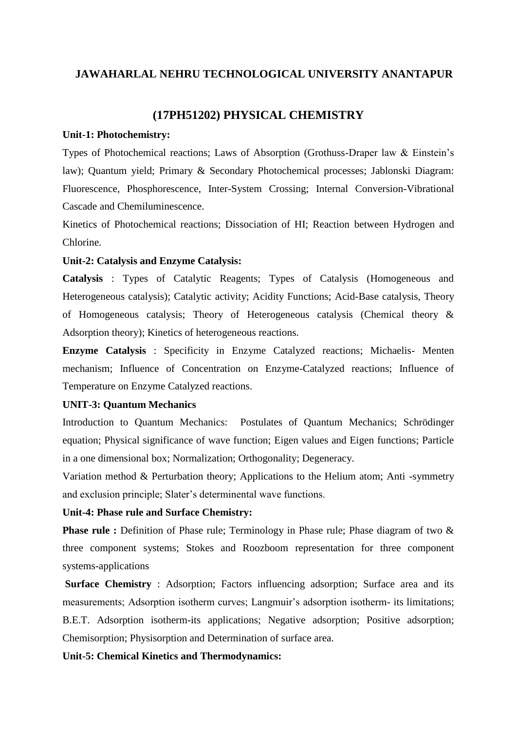## JAWAHARLAL NEHRU TECHNOLOGICAL UNIVERSITY ANANTAPUR

## (17PH51202) PHYSICAL CHEMISTRY

**Unit-1: Photochemistry:**

Types of Photochemical reactions; Laws of Absorption (Grothuss-Draper law & Einstein's law); Quantum yield; Primary & Secondary Photochemical processes; Jablonski Diagram: Fluorescence, Phosphorescence, Inter-System Crossing; Internal Conversion-Vibrational Cascade and Chemiluminescence.

Kinetics of Photochemical reactions; Dissociation of HI; Reaction between Hydrogen and Chlorine.

**Unit-2: Catalysis and Enzyme Catalysis:**

**Catalysis** : Types of Catalytic Reagents; Types of Catalysis (Homogeneous and Heterogeneous catalysis); Catalytic activity; Acidity Functions; Acid-Base catalysis, Theory of Homogeneous catalysis; Theory of Heterogeneous catalysis (Chemical theory & Adsorption theory); Kinetics of heterogeneous reactions.

**Enzyme Catalysis** : Specificity in Enzyme Catalyzed reactions; Michaelis- Menten mechanism; Influence of Concentration on Enzyme-Catalyzed reactions; Influence of Temperature on Enzyme Catalyzed reactions.

**UNIT-3: Quantum Mechanics**

Introduction to Quantum Mechanics: Postulates of Quantum Mechanics; Schrödinger equation; Physical significance of wave function; Eigen values and Eigen functions; Particle in a one dimensional box; Normalization; Orthogonality; Degeneracy.

Variation method & Perturbation theory; Applications to the Helium atom; Anti -symmetry and exclusion principle; Slater's determinental wave functions.

**Unit-4: Phase rule and Surface Chemistry:**

**Phase rule :** Definition of Phase rule; Terminology in Phase rule; Phase diagram of two & three component systems; Stokes and Roozboom representation for three component systems-applications

**Surface Chemistry** : Adsorption; Factors influencing adsorption; Surface area and its measurements; Adsorption isotherm curves; Langmuir's adsorption isotherm- its limitations; B.E.T. Adsorption isotherm-its applications; Negative adsorption; Positive adsorption; Chemisorption; Physisorption and Determination of surface area.

**Unit-5: Chemical Kinetics and Thermodynamics:**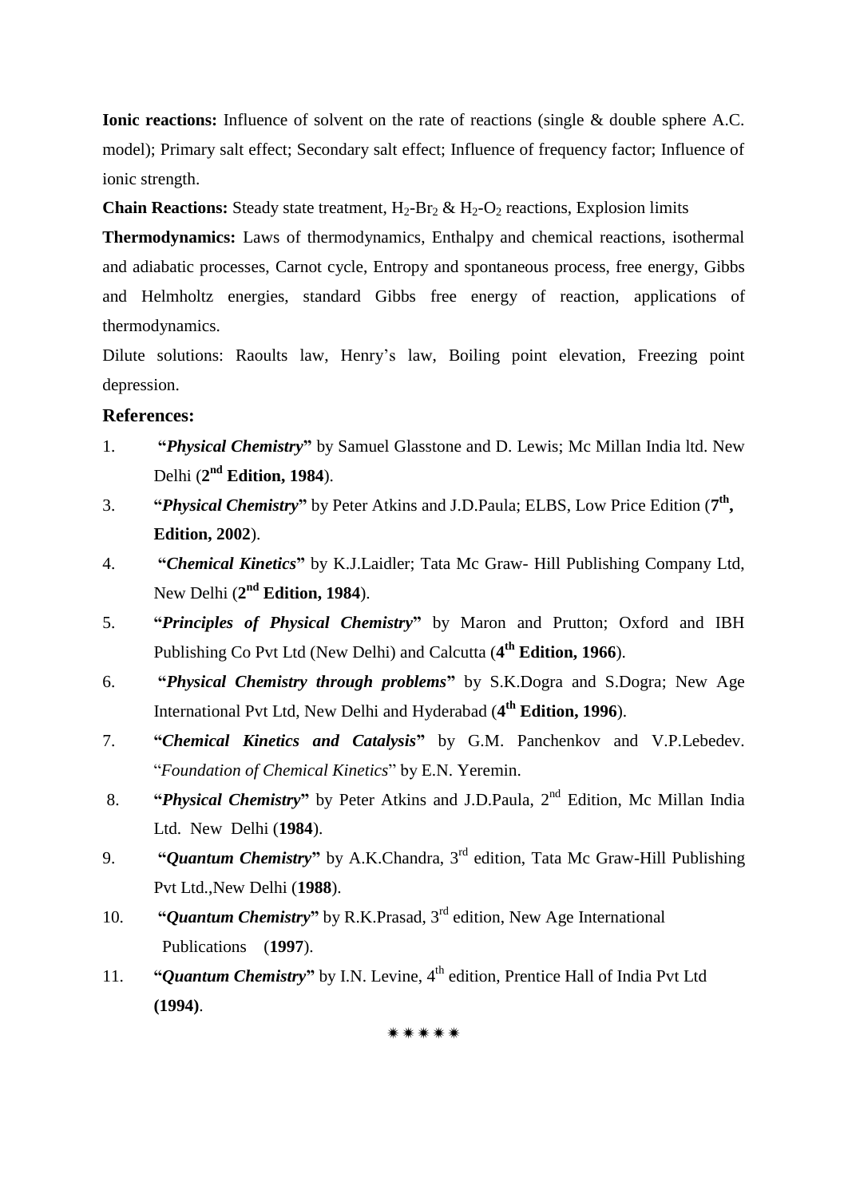**Ionic reactions:** Influence of solvent on the rate of reactions (single & double sphere A.C. model); Primary salt effect; Secondary salt effect; Influence of frequency factor; Influence of ionic strength.

**Chain Reactions:** Steady state treatment, $H_2$-$Br_2$ & $H_2$-$O_2$ reactions, Explosion limits

**Thermodynamics:** Laws of thermodynamics, Enthalpy and chemical reactions, isothermal and adiabatic processes, Carnot cycle, Entropy and spontaneous process, free energy, Gibbs and Helmholtz energies, standard Gibbs free energy of reaction, applications of thermodynamics.

Dilute solutions: Raoults law, Henry's law, Boiling point elevation, Freezing point depression.

## References:

1. **"*Physical Chemistry*"** by Samuel Glasstone and D. Lewis; Mc Millan India ltd. New Delhi (**2nd Edition, 1984**).
3. **"*Physical Chemistry*"** by Peter Atkins and J.D.Paula; ELBS, Low Price Edition (**7th, Edition, 2002**).
4. **"*Chemical Kinetics*"** by K.J.Laidler; Tata Mc Graw- Hill Publishing Company Ltd, New Delhi (**2nd Edition, 1984**).
5. **"*Principles of Physical Chemistry*"** by Maron and Prutton; Oxford and IBH Publishing Co Pvt Ltd (New Delhi) and Calcutta (**4th Edition, 1966**).
6. **"*Physical Chemistry through problems*"** by S.K.Dogra and S.Dogra; New Age International Pvt Ltd, New Delhi and Hyderabad (**4th Edition, 1996**).
7. **"*Chemical Kinetics and Catalysis*"** by G.M. Panchenkov and V.P.Lebedev. "*Foundation of Chemical Kinetics*" by E.N. Yeremin.
8. **"*Physical Chemistry*"** by Peter Atkins and J.D.Paula, 2nd Edition, Mc Millan India Ltd. New Delhi (**1984**).
9. **"*Quantum Chemistry*"** by A.K.Chandra, 3rd edition, Tata Mc Graw-Hill Publishing Pvt Ltd.,New Delhi (**1988**).
10. **"*Quantum Chemistry*"** by R.K.Prasad, 3rd edition, New Age International Publications (**1997**).
11. **"*Quantum Chemistry*"** by I.N. Levine, 4th edition, Prentice Hall of India Pvt Ltd **(1994)**.

✷✷✷✷✷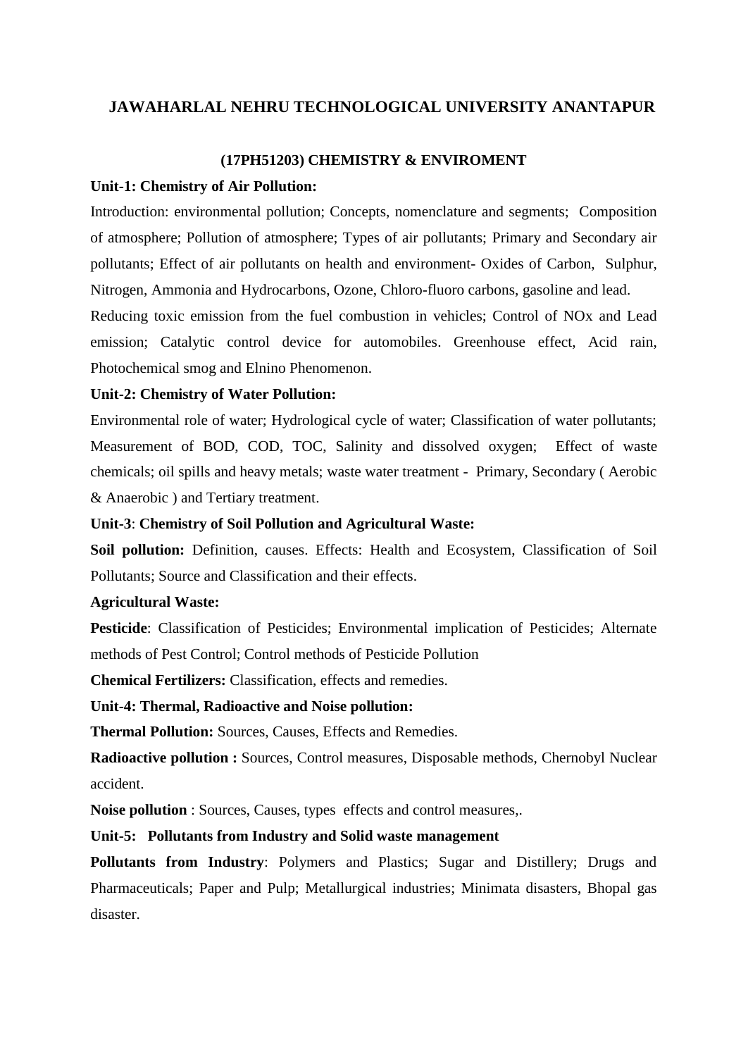# JAWAHARLAL NEHRU TECHNOLOGICAL UNIVERSITY ANANTAPUR

## (17PH51203) CHEMISTRY & ENVIROMENT

**Unit-1: Chemistry of Air Pollution:**

Introduction: environmental pollution; Concepts, nomenclature and segments; Composition of atmosphere; Pollution of atmosphere; Types of air pollutants; Primary and Secondary air pollutants; Effect of air pollutants on health and environment- Oxides of Carbon, Sulphur, Nitrogen, Ammonia and Hydrocarbons, Ozone, Chloro-fluoro carbons, gasoline and lead.

Reducing toxic emission from the fuel combustion in vehicles; Control of NOx and Lead emission; Catalytic control device for automobiles. Greenhouse effect, Acid rain, Photochemical smog and Elnino Phenomenon.

**Unit-2: Chemistry of Water Pollution:**

Environmental role of water; Hydrological cycle of water; Classification of water pollutants; Measurement of BOD, COD, TOC, Salinity and dissolved oxygen; Effect of waste chemicals; oil spills and heavy metals; waste water treatment - Primary, Secondary ( Aerobic & Anaerobic ) and Tertiary treatment.

**Unit-3**: **Chemistry of Soil Pollution and Agricultural Waste:**

**Soil pollution:** Definition, causes. Effects: Health and Ecosystem, Classification of Soil Pollutants; Source and Classification and their effects.

**Agricultural Waste:**

**Pesticide**: Classification of Pesticides; Environmental implication of Pesticides; Alternate methods of Pest Control; Control methods of Pesticide Pollution

**Chemical Fertilizers:** Classification, effects and remedies.

**Unit-4: Thermal, Radioactive and Noise pollution:**

**Thermal Pollution:** Sources, Causes, Effects and Remedies.

**Radioactive pollution :** Sources, Control measures, Disposable methods, Chernobyl Nuclear accident.

**Noise pollution** : Sources, Causes, types effects and control measures,.

**Unit-5: Pollutants from Industry and Solid waste management**

**Pollutants from Industry**: Polymers and Plastics; Sugar and Distillery; Drugs and Pharmaceuticals; Paper and Pulp; Metallurgical industries; Minimata disasters, Bhopal gas disaster.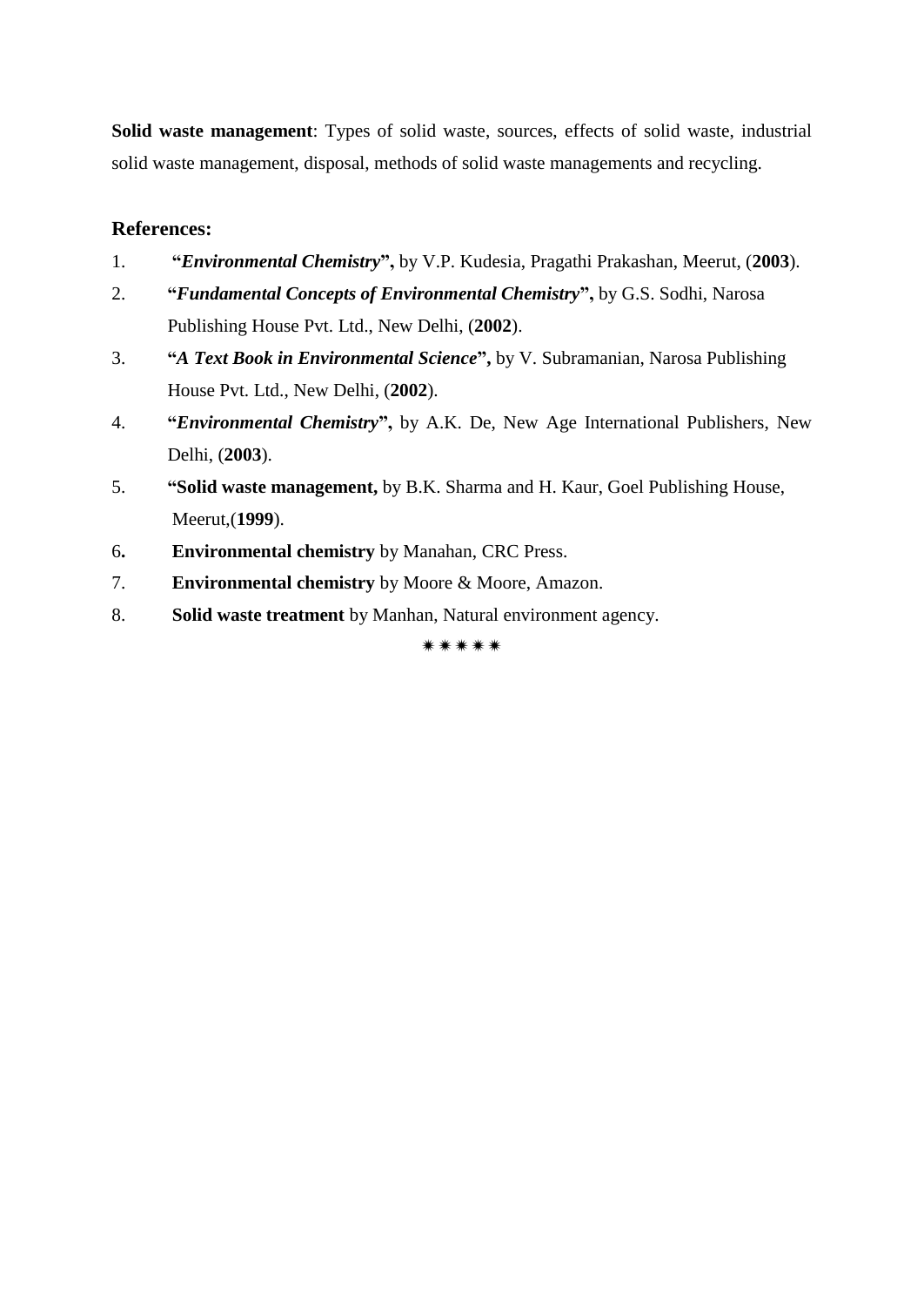**Solid waste management**: Types of solid waste, sources, effects of solid waste, industrial solid waste management, disposal, methods of solid waste managements and recycling.

**References:**

1. "***Environmental Chemistry*****",** by V.P. Kudesia, Pragathi Prakashan, Meerut, (**2003**).
2. "***Fundamental Concepts of Environmental Chemistry*****",** by G.S. Sodhi, Narosa Publishing House Pvt. Ltd., New Delhi, (**2002**).
3. "***A Text Book in Environmental Science*****",** by V. Subramanian, Narosa Publishing House Pvt. Ltd., New Delhi, (**2002**).
4. "***Environmental Chemistry*****",** by A.K. De, New Age International Publishers, New Delhi, (**2003**).
5. **"Solid waste management,** by B.K. Sharma and H. Kaur, Goel Publishing House, Meerut,(**1999**).
6. **Environmental chemistry** by Manahan, CRC Press.
7. **Environmental chemistry** by Moore & Moore, Amazon.
8. **Solid waste treatment** by Manhan, Natural environment agency.

✷✷✷✷✷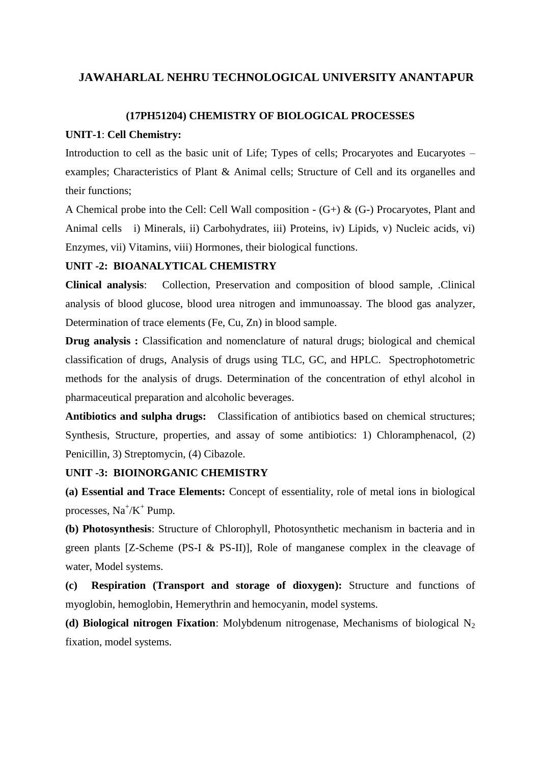## JAWAHARLAL NEHRU TECHNOLOGICAL UNIVERSITY ANANTAPUR

### (17PH51204) CHEMISTRY OF BIOLOGICAL PROCESSES

**UNIT-1**: **Cell Chemistry:**

Introduction to cell as the basic unit of Life; Types of cells; Procaryotes and Eucaryotes – examples; Characteristics of Plant & Animal cells; Structure of Cell and its organelles and their functions;

A Chemical probe into the Cell: Cell Wall composition - (G+) & (G-) Procaryotes, Plant and Animal cells i) Minerals, ii) Carbohydrates, iii) Proteins, iv) Lipids, v) Nucleic acids, vi) Enzymes, vii) Vitamins, viii) Hormones, their biological functions.

**UNIT -2: BIOANALYTICAL CHEMISTRY**

**Clinical analysis**: Collection, Preservation and composition of blood sample, .Clinical analysis of blood glucose, blood urea nitrogen and immunoassay. The blood gas analyzer, Determination of trace elements (Fe, Cu, Zn) in blood sample.

**Drug analysis :** Classification and nomenclature of natural drugs; biological and chemical classification of drugs, Analysis of drugs using TLC, GC, and HPLC. Spectrophotometric methods for the analysis of drugs. Determination of the concentration of ethyl alcohol in pharmaceutical preparation and alcoholic beverages.

**Antibiotics and sulpha drugs:** Classification of antibiotics based on chemical structures; Synthesis, Structure, properties, and assay of some antibiotics: 1) Chloramphenacol, (2) Penicillin, 3) Streptomycin, (4) Cibazole.

**UNIT -3: BIOINORGANIC CHEMISTRY**

**(a) Essential and Trace Elements:** Concept of essentiality, role of metal ions in biological processes, $Na^+/K^+$ Pump.

**(b) Photosynthesis**: Structure of Chlorophyll, Photosynthetic mechanism in bacteria and in green plants [Z-Scheme (PS-I & PS-II)], Role of manganese complex in the cleavage of water, Model systems.

**(c) Respiration (Transport and storage of dioxygen):** Structure and functions of myoglobin, hemoglobin, Hemerythrin and hemocyanin, model systems.

**(d) Biological nitrogen Fixation**: Molybdenum nitrogenase, Mechanisms of biological $N_2$ fixation, model systems.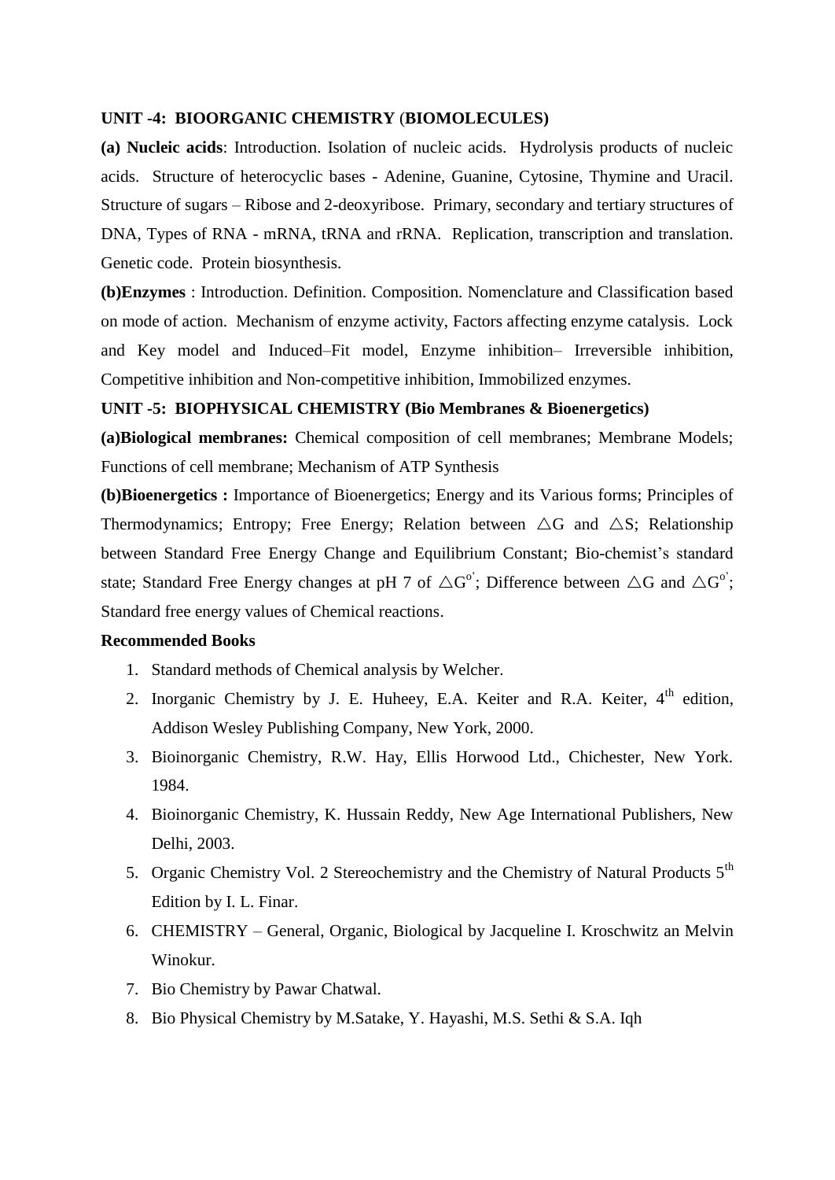**UNIT -4: BIOORGANIC CHEMISTRY (BIOMOLECULES)**

**(a) Nucleic acids**: Introduction. Isolation of nucleic acids. Hydrolysis products of nucleic acids. Structure of heterocyclic bases - Adenine, Guanine, Cytosine, Thymine and Uracil. Structure of sugars – Ribose and 2-deoxyribose. Primary, secondary and tertiary structures of DNA, Types of RNA - mRNA, tRNA and rRNA. Replication, transcription and translation. Genetic code. Protein biosynthesis.

**(b)Enzymes** : Introduction. Definition. Composition. Nomenclature and Classification based on mode of action. Mechanism of enzyme activity, Factors affecting enzyme catalysis. Lock and Key model and Induced–Fit model, Enzyme inhibition– Irreversible inhibition, Competitive inhibition and Non-competitive inhibition, Immobilized enzymes.

**UNIT -5: BIOPHYSICAL CHEMISTRY (Bio Membranes & Bioenergetics)**

**(a)Biological membranes:** Chemical composition of cell membranes; Membrane Models; Functions of cell membrane; Mechanism of ATP Synthesis

**(b)Bioenergetics :** Importance of Bioenergetics; Energy and its Various forms; Principles of Thermodynamics; Entropy; Free Energy; Relation between $\triangle G$ and $\triangle S$; Relationship between Standard Free Energy Change and Equilibrium Constant; Bio-chemist's standard state; Standard Free Energy changes at pH 7 of $\triangle G^{o'}$; Difference between $\triangle G$ and $\triangle G^{o'}$; Standard free energy values of Chemical reactions.

**Recommended Books**

1. Standard methods of Chemical analysis by Welcher.
2. Inorganic Chemistry by J. E. Huheey, E.A. Keiter and R.A. Keiter, 4th edition, Addison Wesley Publishing Company, New York, 2000.
3. Bioinorganic Chemistry, R.W. Hay, Ellis Horwood Ltd., Chichester, New York. 1984.
4. Bioinorganic Chemistry, K. Hussain Reddy, New Age International Publishers, New Delhi, 2003.
5. Organic Chemistry Vol. 2 Stereochemistry and the Chemistry of Natural Products 5th Edition by I. L. Finar.
6. CHEMISTRY – General, Organic, Biological by Jacqueline I. Kroschwitz an Melvin Winokur.
7. Bio Chemistry by Pawar Chatwal.
8. Bio Physical Chemistry by M.Satake, Y. Hayashi, M.S. Sethi & S.A. Iqh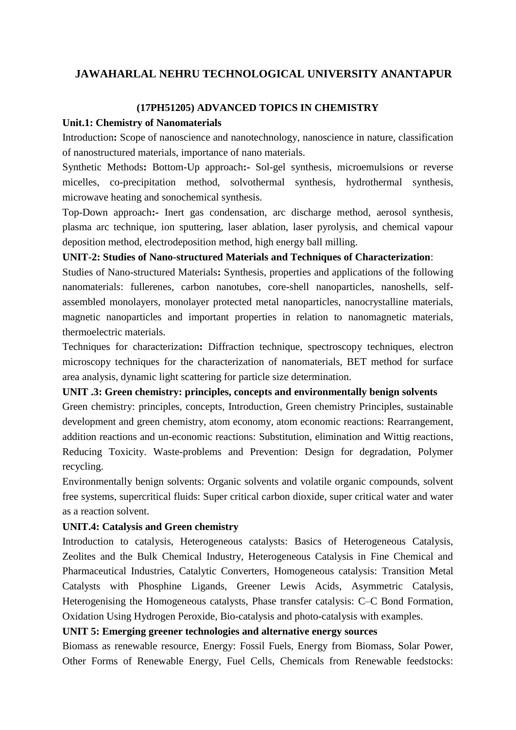## JAWAHARLAL NEHRU TECHNOLOGICAL UNIVERSITY ANANTAPUR

### (17PH51205) ADVANCED TOPICS IN CHEMISTRY

**Unit.1: Chemistry of Nanomaterials**

Introduction**:** Scope of nanoscience and nanotechnology, nanoscience in nature, classification of nanostructured materials, importance of nano materials.

Synthetic Methods**:** Bottom-Up approach**:-** Sol-gel synthesis, microemulsions or reverse micelles, co-precipitation method, solvothermal synthesis, hydrothermal synthesis, microwave heating and sonochemical synthesis.

Top-Down approach**:-** Inert gas condensation, arc discharge method, aerosol synthesis, plasma arc technique, ion sputtering, laser ablation, laser pyrolysis, and chemical vapour deposition method, electrodeposition method, high energy ball milling.

**UNIT-2: Studies of Nano-structured Materials and Techniques of Characterization**:

Studies of Nano-structured Materials**:** Synthesis, properties and applications of the following nanomaterials: fullerenes, carbon nanotubes, core-shell nanoparticles, nanoshells, self-assembled monolayers, monolayer protected metal nanoparticles, nanocrystalline materials, magnetic nanoparticles and important properties in relation to nanomagnetic materials, thermoelectric materials.

Techniques for characterization**:** Diffraction technique, spectroscopy techniques, electron microscopy techniques for the characterization of nanomaterials, BET method for surface area analysis, dynamic light scattering for particle size determination.

**UNIT .3: Green chemistry: principles, concepts and environmentally benign solvents**

Green chemistry: principles, concepts, Introduction, Green chemistry Principles, sustainable development and green chemistry, atom economy, atom economic reactions: Rearrangement, addition reactions and un-economic reactions: Substitution, elimination and Wittig reactions, Reducing Toxicity. Waste-problems and Prevention: Design for degradation, Polymer recycling.

Environmentally benign solvents: Organic solvents and volatile organic compounds, solvent free systems, supercritical fluids: Super critical carbon dioxide, super critical water and water as a reaction solvent.

**UNIT.4: Catalysis and Green chemistry**

Introduction to catalysis, Heterogeneous catalysts: Basics of Heterogeneous Catalysis, Zeolites and the Bulk Chemical Industry, Heterogeneous Catalysis in Fine Chemical and Pharmaceutical Industries, Catalytic Converters, Homogeneous catalysis: Transition Metal Catalysts with Phosphine Ligands, Greener Lewis Acids, Asymmetric Catalysis, Heterogenising the Homogeneous catalysts, Phase transfer catalysis: C–C Bond Formation, Oxidation Using Hydrogen Peroxide, Bio-catalysis and photo-catalysis with examples.

**UNIT 5: Emerging greener technologies and alternative energy sources**

Biomass as renewable resource, Energy: Fossil Fuels, Energy from Biomass, Solar Power, Other Forms of Renewable Energy, Fuel Cells, Chemicals from Renewable feedstocks: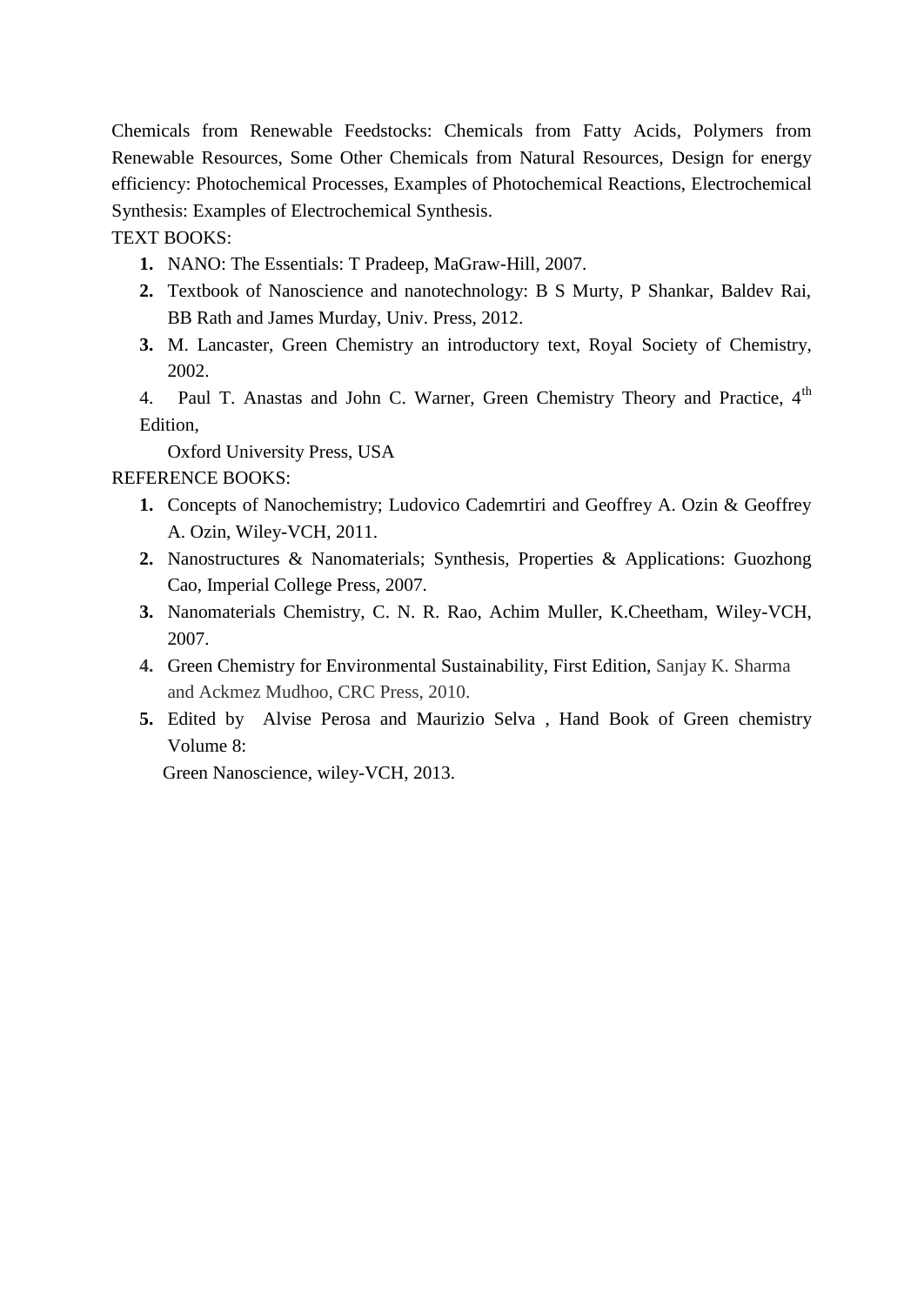Chemicals from Renewable Feedstocks: Chemicals from Fatty Acids, Polymers from Renewable Resources, Some Other Chemicals from Natural Resources, Design for energy efficiency: Photochemical Processes, Examples of Photochemical Reactions, Electrochemical Synthesis: Examples of Electrochemical Synthesis.

TEXT BOOKS:

1. NANO: The Essentials: T Pradeep, MaGraw-Hill, 2007.
2. Textbook of Nanoscience and nanotechnology: B S Murty, P Shankar, Baldev Rai, BB Rath and James Murday, Univ. Press, 2012.
3. M. Lancaster, Green Chemistry an introductory text, Royal Society of Chemistry, 2002.
4. Paul T. Anastas and John C. Warner, Green Chemistry Theory and Practice, 4th Edition, Oxford University Press, USA

REFERENCE BOOKS:

1. Concepts of Nanochemistry; Ludovico Cademrtiri and Geoffrey A. Ozin & Geoffrey A. Ozin, Wiley-VCH, 2011.
2. Nanostructures & Nanomaterials; Synthesis, Properties & Applications: Guozhong Cao, Imperial College Press, 2007.
3. Nanomaterials Chemistry, C. N. R. Rao, Achim Muller, K.Cheetham, Wiley-VCH, 2007.
4. Green Chemistry for Environmental Sustainability, First Edition, Sanjay K. Sharma and Ackmez Mudhoo, CRC Press, 2010.
5. Edited by Alvise Perosa and Maurizio Selva , Hand Book of Green chemistry Volume 8: Green Nanoscience, wiley-VCH, 2013.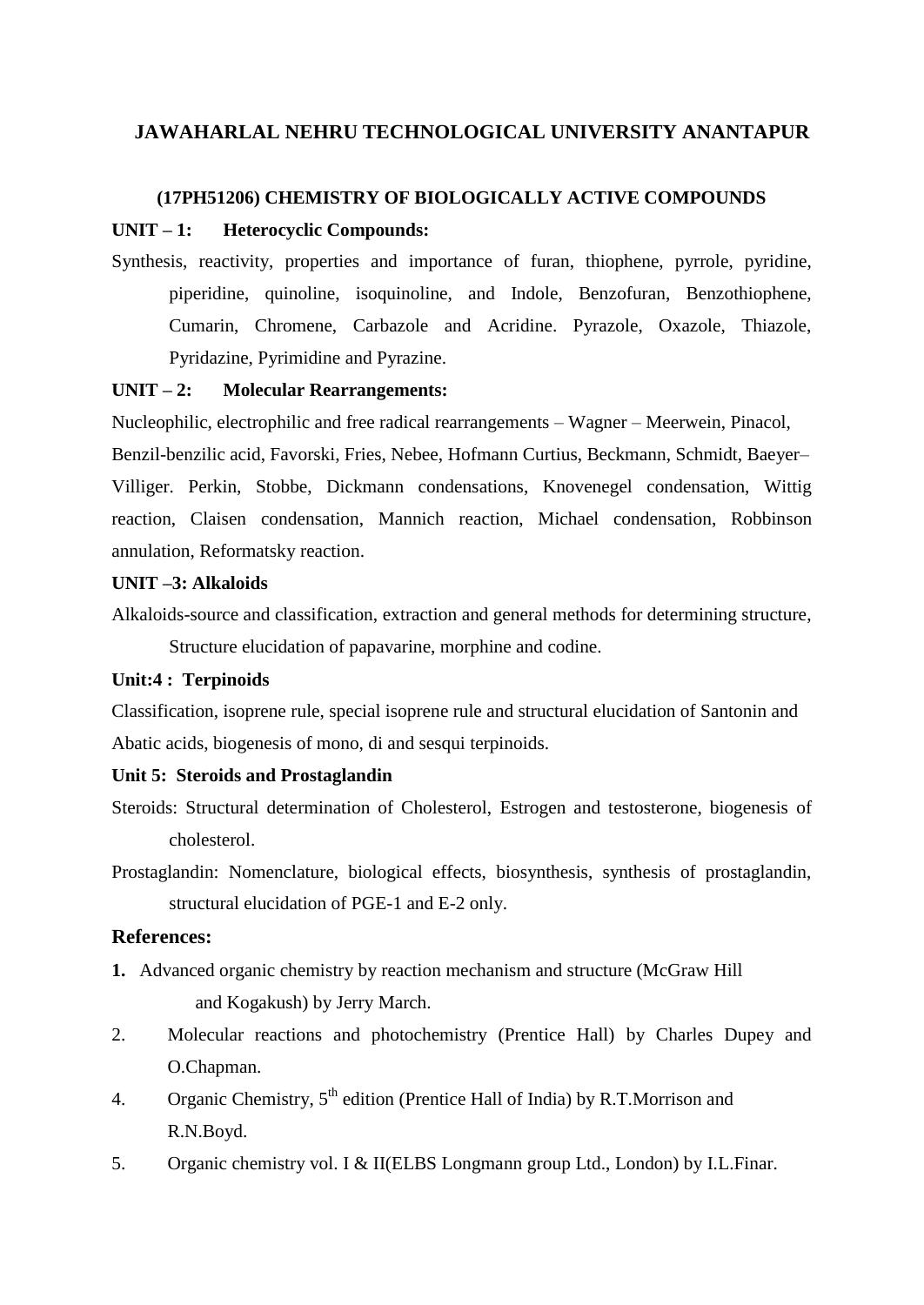## JAWAHARLAL NEHRU TECHNOLOGICAL UNIVERSITY ANANTAPUR

### (17PH51206) CHEMISTRY OF BIOLOGICALLY ACTIVE COMPOUNDS

**UNIT – 1: Heterocyclic Compounds:**

Synthesis, reactivity, properties and importance of furan, thiophene, pyrrole, pyridine, piperidine, quinoline, isoquinoline, and Indole, Benzofuran, Benzothiophene, Cumarin, Chromene, Carbazole and Acridine. Pyrazole, Oxazole, Thiazole, Pyridazine, Pyrimidine and Pyrazine.

**UNIT – 2: Molecular Rearrangements:**

Nucleophilic, electrophilic and free radical rearrangements – Wagner – Meerwein, Pinacol, Benzil-benzilic acid, Favorski, Fries, Nebee, Hofmann Curtius, Beckmann, Schmidt, Baeyer–Villiger. Perkin, Stobbe, Dickmann condensations, Knovenegel condensation, Wittig reaction, Claisen condensation, Mannich reaction, Michael condensation, Robbinson annulation, Reformatsky reaction.

**UNIT –3: Alkaloids**

Alkaloids-source and classification, extraction and general methods for determining structure, Structure elucidation of papavarine, morphine and codine.

**Unit:4 : Terpinoids**

Classification, isoprene rule, special isoprene rule and structural elucidation of Santonin and Abatic acids, biogenesis of mono, di and sesqui terpinoids.

**Unit 5: Steroids and Prostaglandin**

Steroids: Structural determination of Cholesterol, Estrogen and testosterone, biogenesis of cholesterol.

Prostaglandin: Nomenclature, biological effects, biosynthesis, synthesis of prostaglandin, structural elucidation of PGE-1 and E-2 only.

### References:

1. Advanced organic chemistry by reaction mechanism and structure (McGraw Hill and Kogakush) by Jerry March.
2. Molecular reactions and photochemistry (Prentice Hall) by Charles Dupey and O.Chapman.
4. Organic Chemistry, 5th edition (Prentice Hall of India) by R.T.Morrison and R.N.Boyd.
5. Organic chemistry vol. I & II(ELBS Longmann group Ltd., London) by I.L.Finar.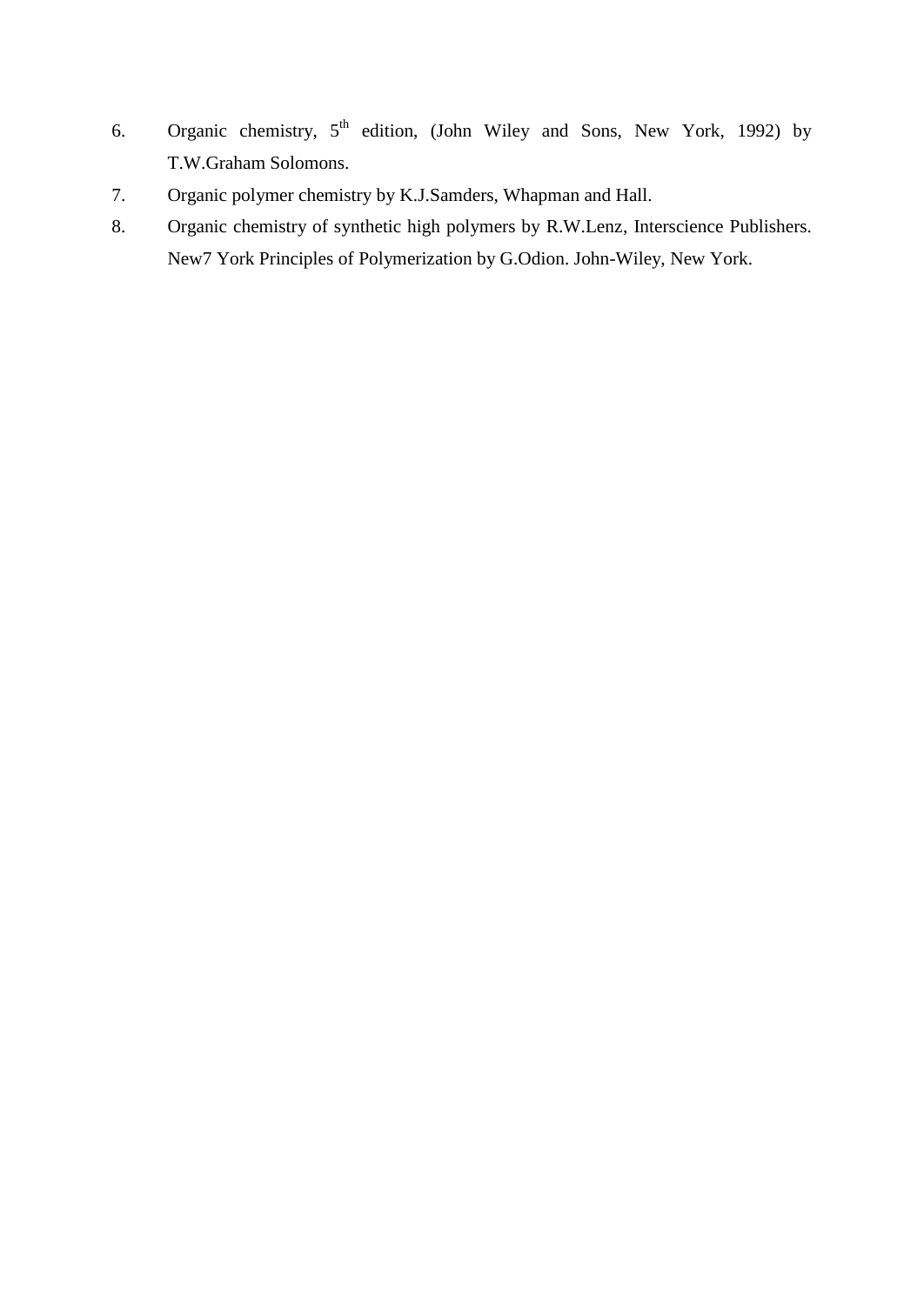6. Organic chemistry, 5th edition, (John Wiley and Sons, New York, 1992) by T.W.Graham Solomons.
7. Organic polymer chemistry by K.J.Samders, Whapman and Hall.
8. Organic chemistry of synthetic high polymers by R.W.Lenz, Interscience Publishers. New7 York Principles of Polymerization by G.Odion. John-Wiley, New York.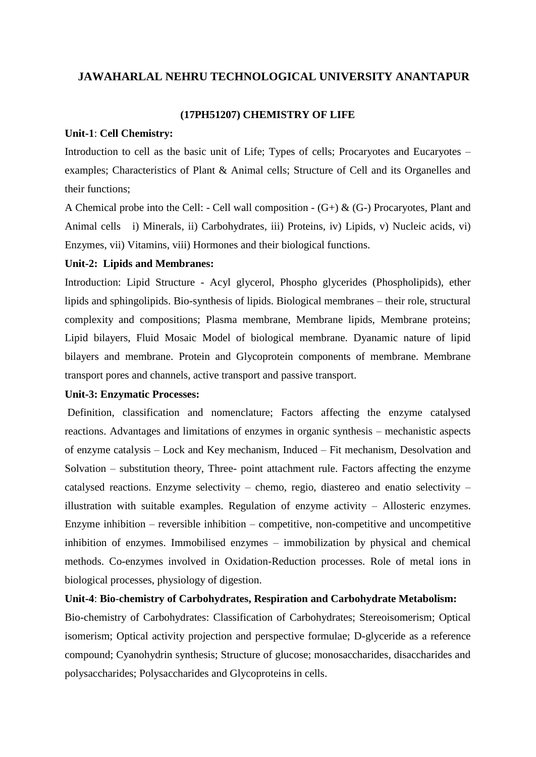## JAWAHARLAL NEHRU TECHNOLOGICAL UNIVERSITY ANANTAPUR

### (17PH51207) CHEMISTRY OF LIFE

**Unit-1**: **Cell Chemistry:**

Introduction to cell as the basic unit of Life; Types of cells; Procaryotes and Eucaryotes – examples; Characteristics of Plant & Animal cells; Structure of Cell and its Organelles and their functions;

A Chemical probe into the Cell: - Cell wall composition - (G+) & (G-) Procaryotes, Plant and Animal cells i) Minerals, ii) Carbohydrates, iii) Proteins, iv) Lipids, v) Nucleic acids, vi) Enzymes, vii) Vitamins, viii) Hormones and their biological functions.

**Unit-2: Lipids and Membranes:**

Introduction: Lipid Structure - Acyl glycerol, Phospho glycerides (Phospholipids), ether lipids and sphingolipids. Bio-synthesis of lipids. Biological membranes – their role, structural complexity and compositions; Plasma membrane, Membrane lipids, Membrane proteins; Lipid bilayers, Fluid Mosaic Model of biological membrane. Dyanamic nature of lipid bilayers and membrane. Protein and Glycoprotein components of membrane. Membrane transport pores and channels, active transport and passive transport.

**Unit-3: Enzymatic Processes:**

Definition, classification and nomenclature; Factors affecting the enzyme catalysed reactions. Advantages and limitations of enzymes in organic synthesis – mechanistic aspects of enzyme catalysis – Lock and Key mechanism, Induced – Fit mechanism, Desolvation and Solvation – substitution theory, Three- point attachment rule. Factors affecting the enzyme catalysed reactions. Enzyme selectivity – chemo, regio, diastereo and enatio selectivity – illustration with suitable examples. Regulation of enzyme activity – Allosteric enzymes. Enzyme inhibition – reversible inhibition – competitive, non-competitive and uncompetitive inhibition of enzymes. Immobilised enzymes – immobilization by physical and chemical methods. Co-enzymes involved in Oxidation-Reduction processes. Role of metal ions in biological processes, physiology of digestion.

**Unit-4**: **Bio-chemistry of Carbohydrates, Respiration and Carbohydrate Metabolism:**

Bio-chemistry of Carbohydrates: Classification of Carbohydrates; Stereoisomerism; Optical isomerism; Optical activity projection and perspective formulae; D-glyceride as a reference compound; Cyanohydrin synthesis; Structure of glucose; monosaccharides, disaccharides and polysaccharides; Polysaccharides and Glycoproteins in cells.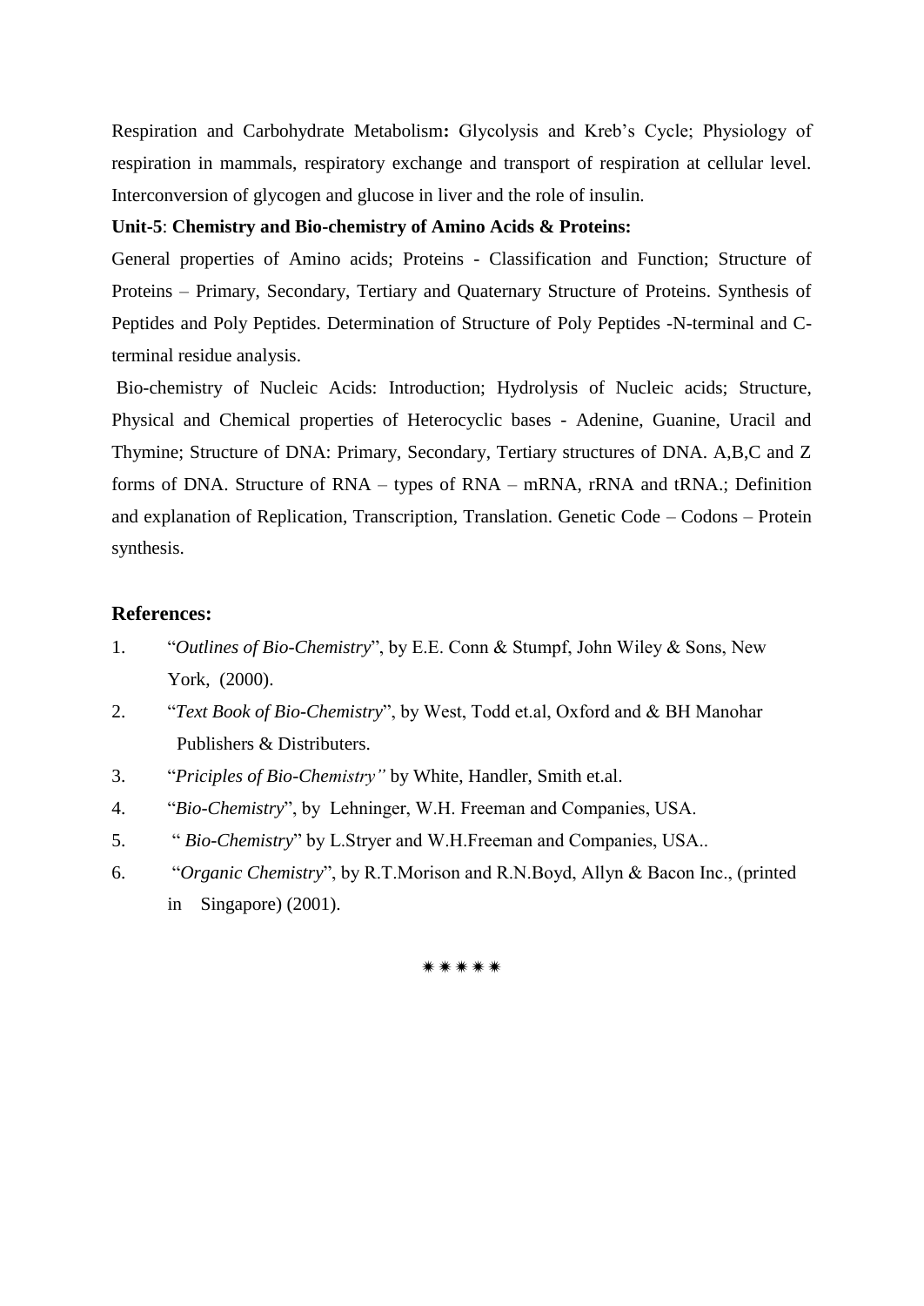**Respiration and Carbohydrate Metabolism:** Glycolysis and Kreb's Cycle; Physiology of respiration in mammals, respiratory exchange and transport of respiration at cellular level. Interconversion of glycogen and glucose in liver and the role of insulin.

**Unit-5**: **Chemistry and Bio-chemistry of Amino Acids & Proteins:**

General properties of Amino acids; Proteins - Classification and Function; Structure of Proteins – Primary, Secondary, Tertiary and Quaternary Structure of Proteins. Synthesis of Peptides and Poly Peptides. Determination of Structure of Poly Peptides -N-terminal and C-terminal residue analysis.

Bio-chemistry of Nucleic Acids: Introduction; Hydrolysis of Nucleic acids; Structure, Physical and Chemical properties of Heterocyclic bases - Adenine, Guanine, Uracil and Thymine; Structure of DNA: Primary, Secondary, Tertiary structures of DNA. A,B,C and Z forms of DNA. Structure of RNA – types of RNA – mRNA, rRNA and tRNA.; Definition and explanation of Replication, Transcription, Translation. Genetic Code – Codons – Protein synthesis.

## References:

1. "*Outlines of Bio-Chemistry*", by E.E. Conn & Stumpf, John Wiley & Sons, New York, (2000).
2. "*Text Book of Bio-Chemistry*", by West, Todd et.al, Oxford and & BH Manohar Publishers & Distributers.
3. "*Priciples of Bio-Chemistry"* by White, Handler, Smith et.al.
4. "*Bio-Chemistry*", by Lehninger, W.H. Freeman and Companies, USA.
5. " *Bio-Chemistry*" by L.Stryer and W.H.Freeman and Companies, USA..
6. "*Organic Chemistry*", by R.T.Morison and R.N.Boyd, Allyn & Bacon Inc., (printed in Singapore) (2001).

✷✷✷✷✷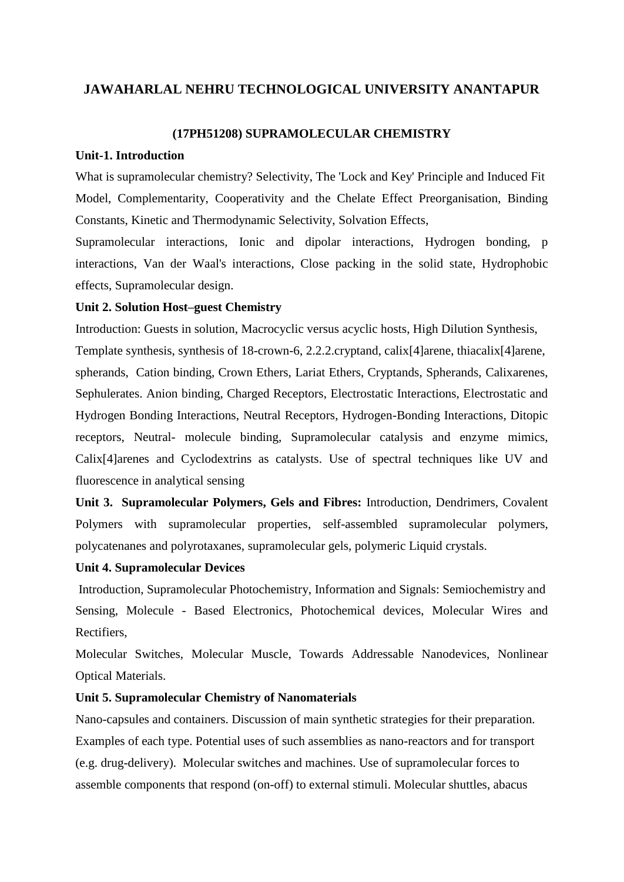# JAWAHARLAL NEHRU TECHNOLOGICAL UNIVERSITY ANANTAPUR

## (17PH51208) SUPRAMOLECULAR CHEMISTRY

**Unit-1. Introduction**

What is supramolecular chemistry? Selectivity, The 'Lock and Key' Principle and Induced Fit Model, Complementarity, Cooperativity and the Chelate Effect Preorganisation, Binding Constants, Kinetic and Thermodynamic Selectivity, Solvation Effects,

Supramolecular interactions, Ionic and dipolar interactions, Hydrogen bonding, p interactions, Van der Waal's interactions, Close packing in the solid state, Hydrophobic effects, Supramolecular design.

**Unit 2. Solution Host–guest Chemistry**

Introduction: Guests in solution, Macrocyclic versus acyclic hosts, High Dilution Synthesis, Template synthesis, synthesis of 18-crown-6, 2.2.2.cryptand, calix[4]arene, thiacalix[4]arene, spherands, Cation binding, Crown Ethers, Lariat Ethers, Cryptands, Spherands, Calixarenes, Sephulerates. Anion binding, Charged Receptors, Electrostatic Interactions, Electrostatic and Hydrogen Bonding Interactions, Neutral Receptors, Hydrogen-Bonding Interactions, Ditopic receptors, Neutral- molecule binding, Supramolecular catalysis and enzyme mimics, Calix[4]arenes and Cyclodextrins as catalysts. Use of spectral techniques like UV and fluorescence in analytical sensing

**Unit 3. Supramolecular Polymers, Gels and Fibres:** Introduction, Dendrimers, Covalent Polymers with supramolecular properties, self-assembled supramolecular polymers, polycatenanes and polyrotaxanes, supramolecular gels, polymeric Liquid crystals.

**Unit 4. Supramolecular Devices**

Introduction, Supramolecular Photochemistry, Information and Signals: Semiochemistry and Sensing, Molecule - Based Electronics, Photochemical devices, Molecular Wires and Rectifiers,

Molecular Switches, Molecular Muscle, Towards Addressable Nanodevices, Nonlinear Optical Materials.

**Unit 5. Supramolecular Chemistry of Nanomaterials**

Nano-capsules and containers. Discussion of main synthetic strategies for their preparation. Examples of each type. Potential uses of such assemblies as nano-reactors and for transport (e.g. drug-delivery). Molecular switches and machines. Use of supramolecular forces to assemble components that respond (on-off) to external stimuli. Molecular shuttles, abacus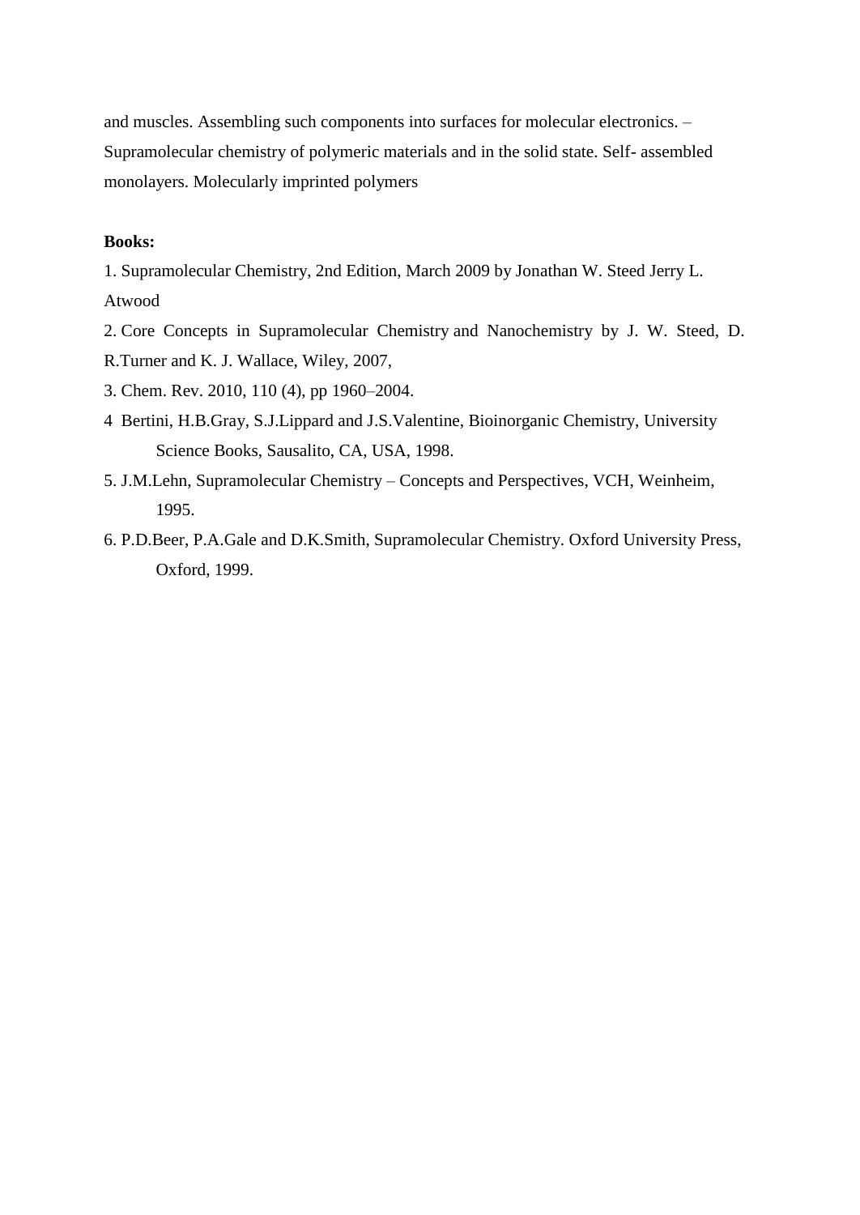and muscles. Assembling such components into surfaces for molecular electronics. – Supramolecular chemistry of polymeric materials and in the solid state. Self- assembled monolayers. Molecularly imprinted polymers

**Books:**

1. Supramolecular Chemistry, 2nd Edition, March 2009 by Jonathan W. Steed Jerry L. Atwood
2. Core Concepts in Supramolecular Chemistry and Nanochemistry by J. W. Steed, D. R.Turner and K. J. Wallace, Wiley, 2007,
3. Chem. Rev. 2010, 110 (4), pp 1960–2004.
4. Bertini, H.B.Gray, S.J.Lippard and J.S.Valentine, Bioinorganic Chemistry, University Science Books, Sausalito, CA, USA, 1998.
5. J.M.Lehn, Supramolecular Chemistry – Concepts and Perspectives, VCH, Weinheim, 1995.
6. P.D.Beer, P.A.Gale and D.K.Smith, Supramolecular Chemistry. Oxford University Press, Oxford, 1999.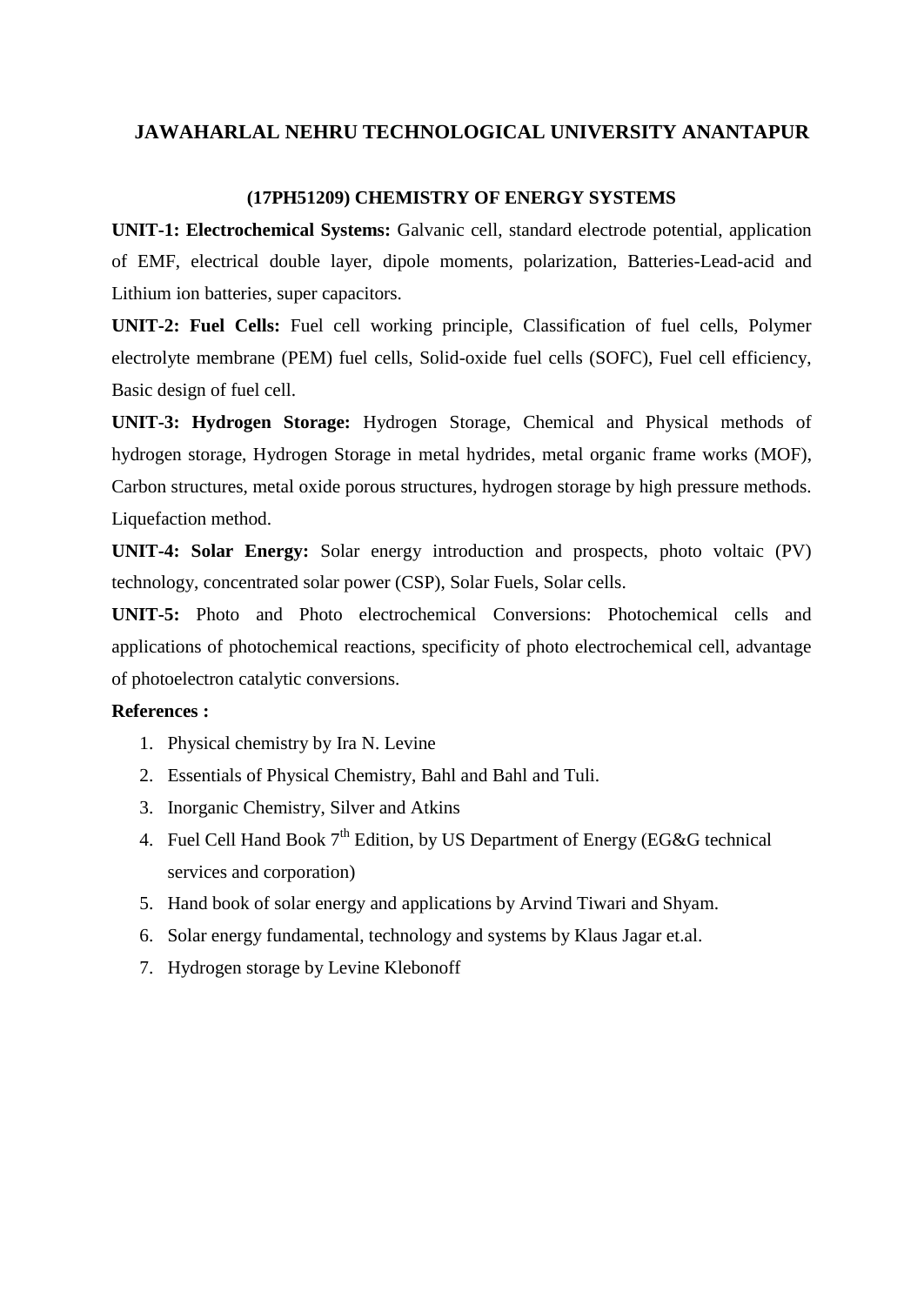# JAWAHARLAL NEHRU TECHNOLOGICAL UNIVERSITY ANANTAPUR

## (17PH51209) CHEMISTRY OF ENERGY SYSTEMS

**UNIT-1: Electrochemical Systems:** Galvanic cell, standard electrode potential, application of EMF, electrical double layer, dipole moments, polarization, Batteries-Lead-acid and Lithium ion batteries, super capacitors.

**UNIT-2: Fuel Cells:** Fuel cell working principle, Classification of fuel cells, Polymer electrolyte membrane (PEM) fuel cells, Solid-oxide fuel cells (SOFC), Fuel cell efficiency, Basic design of fuel cell.

**UNIT-3: Hydrogen Storage:** Hydrogen Storage, Chemical and Physical methods of hydrogen storage, Hydrogen Storage in metal hydrides, metal organic frame works (MOF), Carbon structures, metal oxide porous structures, hydrogen storage by high pressure methods. Liquefaction method.

**UNIT-4: Solar Energy:** Solar energy introduction and prospects, photo voltaic (PV) technology, concentrated solar power (CSP), Solar Fuels, Solar cells.

**UNIT-5:** Photo and Photo electrochemical Conversions: Photochemical cells and applications of photochemical reactions, specificity of photo electrochemical cell, advantage of photoelectron catalytic conversions.

**References :**

1. Physical chemistry by Ira N. Levine
2. Essentials of Physical Chemistry, Bahl and Bahl and Tuli.
3. Inorganic Chemistry, Silver and Atkins
4. Fuel Cell Hand Book 7th Edition, by US Department of Energy (EG&G technical services and corporation)
5. Hand book of solar energy and applications by Arvind Tiwari and Shyam.
6. Solar energy fundamental, technology and systems by Klaus Jagar et.al.
7. Hydrogen storage by Levine Klebonoff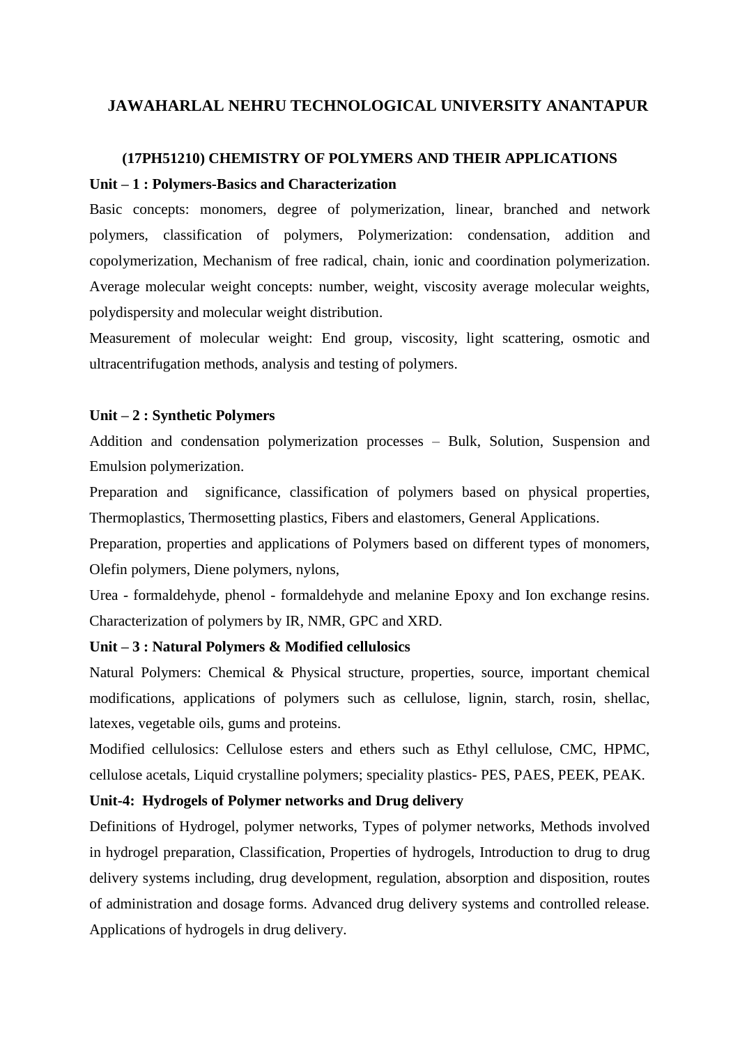# JAWAHARLAL NEHRU TECHNOLOGICAL UNIVERSITY ANANTAPUR

## (17PH51210) CHEMISTRY OF POLYMERS AND THEIR APPLICATIONS

**Unit – 1 : Polymers-Basics and Characterization**

Basic concepts: monomers, degree of polymerization, linear, branched and network polymers, classification of polymers, Polymerization: condensation, addition and copolymerization, Mechanism of free radical, chain, ionic and coordination polymerization. Average molecular weight concepts: number, weight, viscosity average molecular weights, polydispersity and molecular weight distribution.

Measurement of molecular weight: End group, viscosity, light scattering, osmotic and ultracentrifugation methods, analysis and testing of polymers.

**Unit – 2 : Synthetic Polymers**

Addition and condensation polymerization processes – Bulk, Solution, Suspension and Emulsion polymerization.

Preparation and significance, classification of polymers based on physical properties, Thermoplastics, Thermosetting plastics, Fibers and elastomers, General Applications.

Preparation, properties and applications of Polymers based on different types of monomers, Olefin polymers, Diene polymers, nylons,

Urea - formaldehyde, phenol - formaldehyde and melanine Epoxy and Ion exchange resins. Characterization of polymers by IR, NMR, GPC and XRD.

**Unit – 3 : Natural Polymers & Modified cellulosics**

Natural Polymers: Chemical & Physical structure, properties, source, important chemical modifications, applications of polymers such as cellulose, lignin, starch, rosin, shellac, latexes, vegetable oils, gums and proteins.

Modified cellulosics: Cellulose esters and ethers such as Ethyl cellulose, CMC, HPMC, cellulose acetals, Liquid crystalline polymers; speciality plastics- PES, PAES, PEEK, PEAK.

**Unit-4: Hydrogels of Polymer networks and Drug delivery**

Definitions of Hydrogel, polymer networks, Types of polymer networks, Methods involved in hydrogel preparation, Classification, Properties of hydrogels, Introduction to drug to drug delivery systems including, drug development, regulation, absorption and disposition, routes of administration and dosage forms. Advanced drug delivery systems and controlled release. Applications of hydrogels in drug delivery.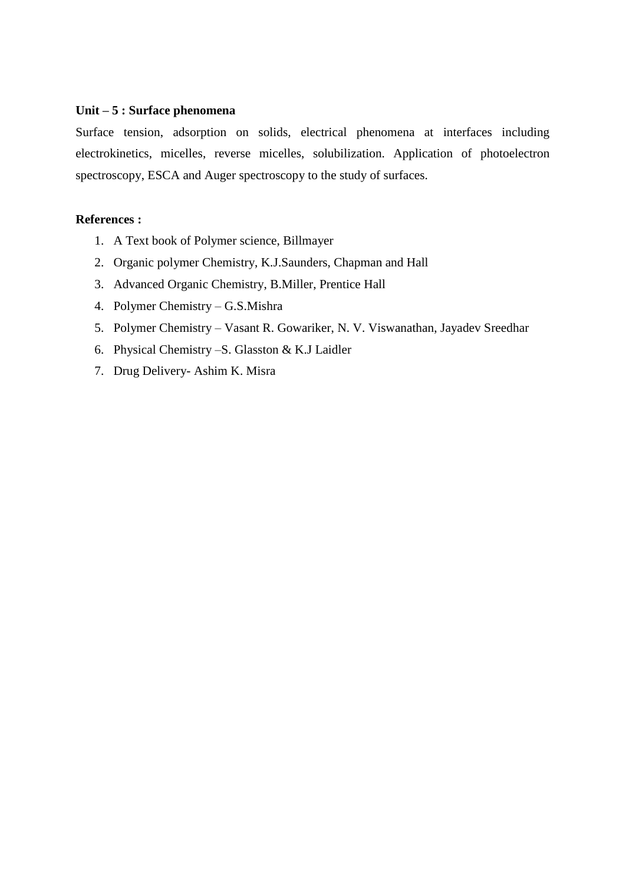**Unit – 5 : Surface phenomena**

Surface tension, adsorption on solids, electrical phenomena at interfaces including electrokinetics, micelles, reverse micelles, solubilization. Application of photoelectron spectroscopy, ESCA and Auger spectroscopy to the study of surfaces.

**References :**

1. A Text book of Polymer science, Billmayer
2. Organic polymer Chemistry, K.J.Saunders, Chapman and Hall
3. Advanced Organic Chemistry, B.Miller, Prentice Hall
4. Polymer Chemistry – G.S.Mishra
5. Polymer Chemistry – Vasant R. Gowariker, N. V. Viswanathan, Jayadev Sreedhar
6. Physical Chemistry –S. Glasston & K.J Laidler
7. Drug Delivery- Ashim K. Misra